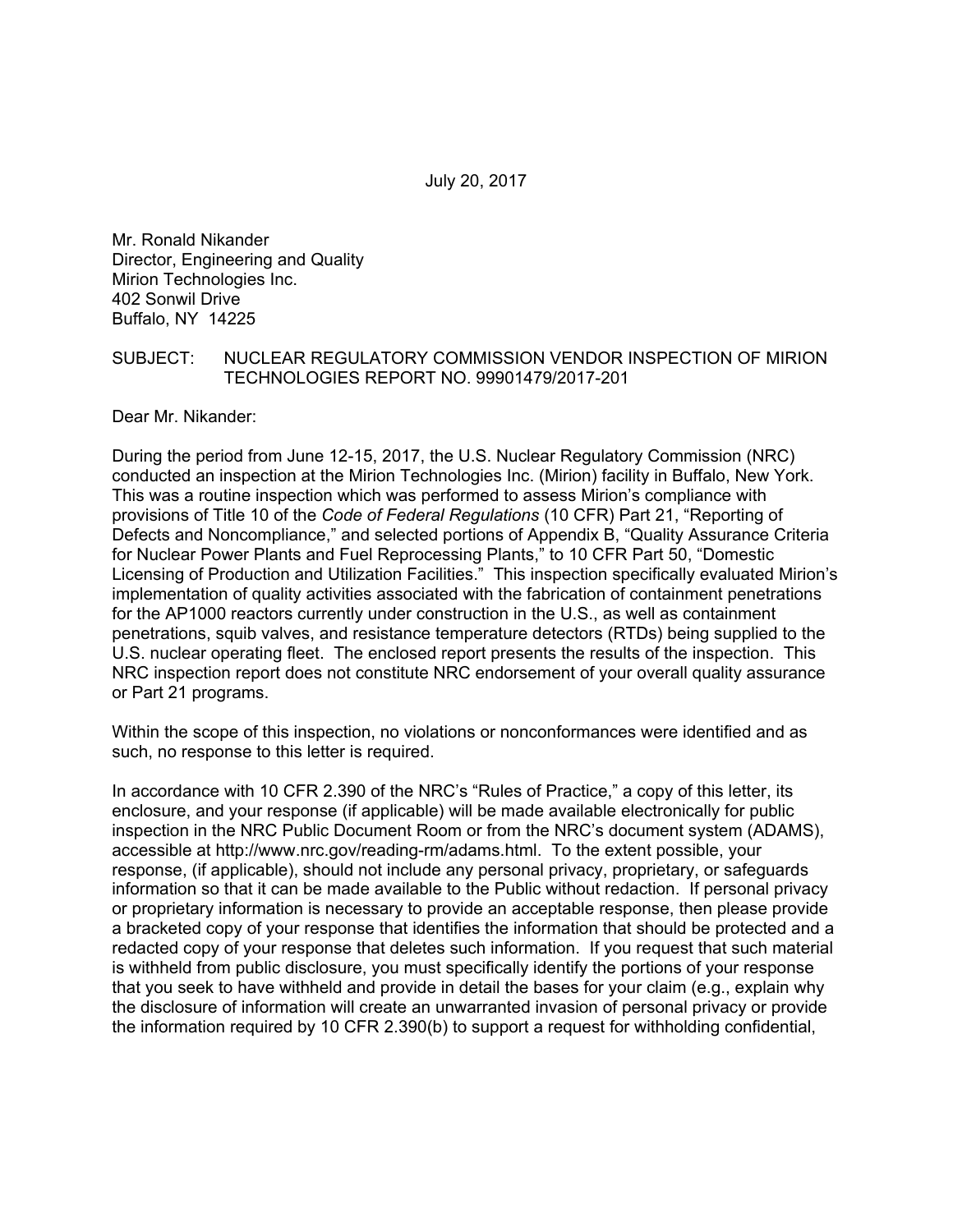July 20, 2017

Mr. Ronald Nikander
Director, Engineering and Quality
Mirion Technologies Inc.
402 Sonwil Drive
Buffalo, NY 14225

SUBJECT: NUCLEAR REGULATORY COMMISSION VENDOR INSPECTION OF MIRION TECHNOLOGIES REPORT NO. 99901479/2017-201

Dear Mr. Nikander:

During the period from June 12-15, 2017, the U.S. Nuclear Regulatory Commission (NRC) conducted an inspection at the Mirion Technologies Inc. (Mirion) facility in Buffalo, New York. This was a routine inspection which was performed to assess Mirion's compliance with provisions of Title 10 of the *Code of Federal Regulations* (10 CFR) Part 21, "Reporting of Defects and Noncompliance," and selected portions of Appendix B, "Quality Assurance Criteria for Nuclear Power Plants and Fuel Reprocessing Plants," to 10 CFR Part 50, "Domestic Licensing of Production and Utilization Facilities." This inspection specifically evaluated Mirion's implementation of quality activities associated with the fabrication of containment penetrations for the AP1000 reactors currently under construction in the U.S., as well as containment penetrations, squib valves, and resistance temperature detectors (RTDs) being supplied to the U.S. nuclear operating fleet. The enclosed report presents the results of the inspection. This NRC inspection report does not constitute NRC endorsement of your overall quality assurance or Part 21 programs.

Within the scope of this inspection, no violations or nonconformances were identified and as such, no response to this letter is required.

In accordance with 10 CFR 2.390 of the NRC's "Rules of Practice," a copy of this letter, its enclosure, and your response (if applicable) will be made available electronically for public inspection in the NRC Public Document Room or from the NRC's document system (ADAMS), accessible at http://www.nrc.gov/reading-rm/adams.html. To the extent possible, your response, (if applicable), should not include any personal privacy, proprietary, or safeguards information so that it can be made available to the Public without redaction. If personal privacy or proprietary information is necessary to provide an acceptable response, then please provide a bracketed copy of your response that identifies the information that should be protected and a redacted copy of your response that deletes such information. If you request that such material is withheld from public disclosure, you must specifically identify the portions of your response that you seek to have withheld and provide in detail the bases for your claim (e.g., explain why the disclosure of information will create an unwarranted invasion of personal privacy or provide the information required by 10 CFR 2.390(b) to support a request for withholding confidential,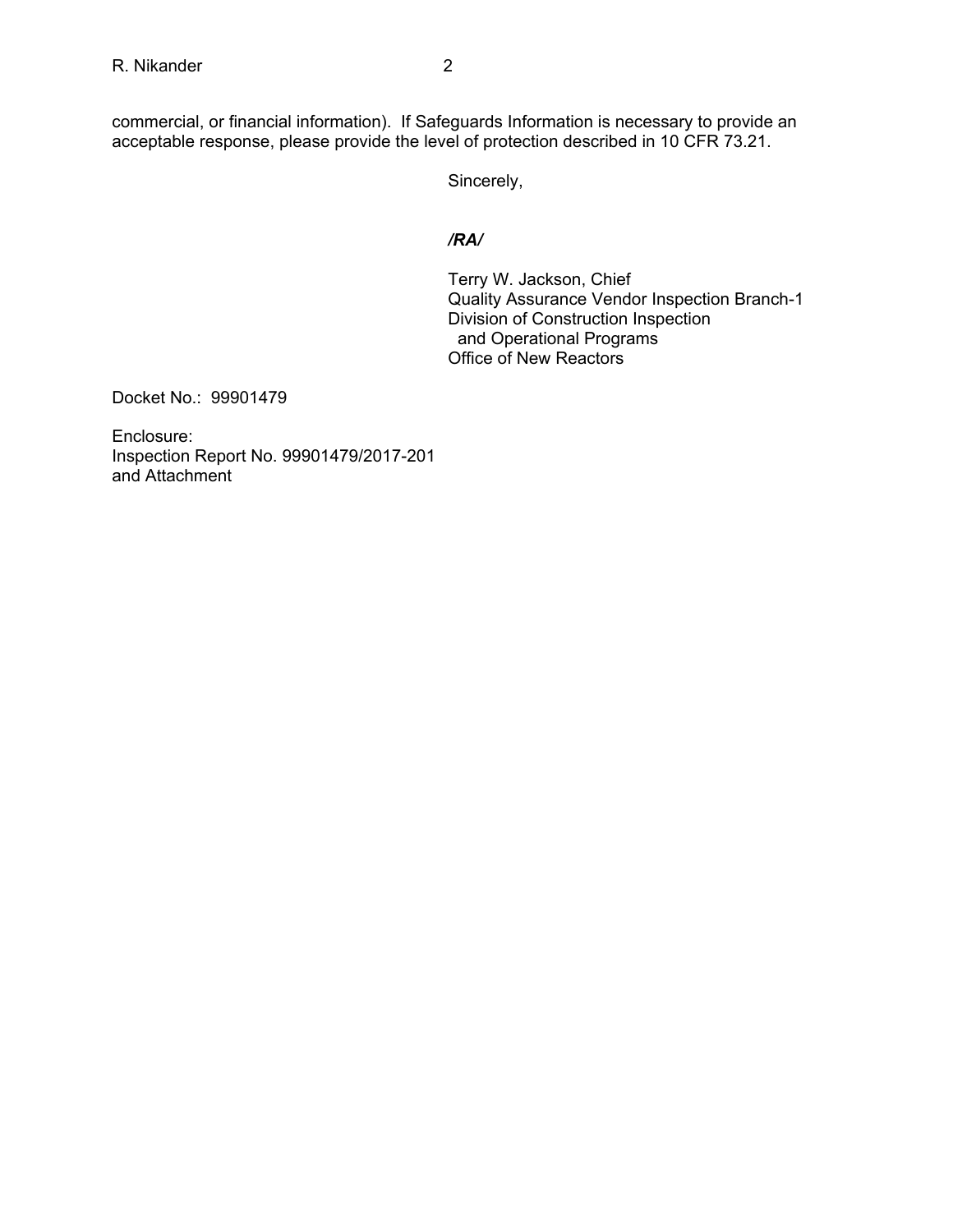commercial, or financial information). If Safeguards Information is necessary to provide an acceptable response, please provide the level of protection described in 10 CFR 73.21.

Sincerely,

*/RA/*

Terry W. Jackson, Chief
Quality Assurance Vendor Inspection Branch-1
Division of Construction Inspection
and Operational Programs
Office of New Reactors

Docket No.: 99901479

Enclosure:
Inspection Report No. 99901479/2017-201
and Attachment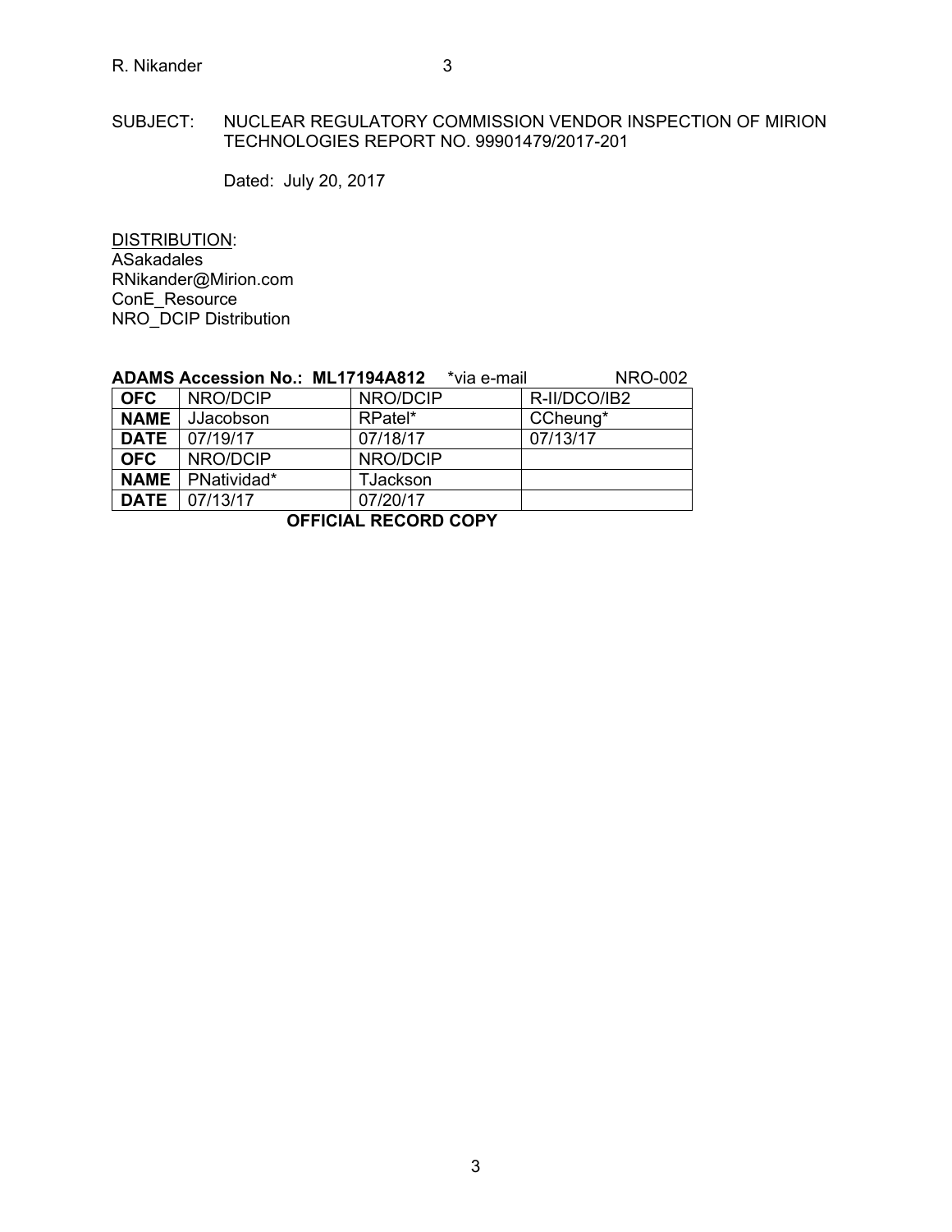SUBJECT: NUCLEAR REGULATORY COMMISSION VENDOR INSPECTION OF MIRION TECHNOLOGIES REPORT NO. 99901479/2017-201

Dated: July 20, 2017

DISTRIBUTION:
ASakadales
RNikander@Mirion.com
ConE_Resource
NRO_DCIP Distribution

**ADAMS Accession No.: ML17194A812** *via e-mail NRO-002

| **OFC** | NRO/DCIP | NRO/DCIP | R-II/DCO/IB2 |
|---|---|---|---|
| **NAME** | JJacobson | RPatel* | CCheung* |
| **DATE** | 07/19/17 | 07/18/17 | 07/13/17 |
| **OFC** | NRO/DCIP | NRO/DCIP | |
| **NAME** | PNatividad* | TJackson | |
| **DATE** | 07/13/17 | 07/20/17 | |

**OFFICIAL RECORD COPY**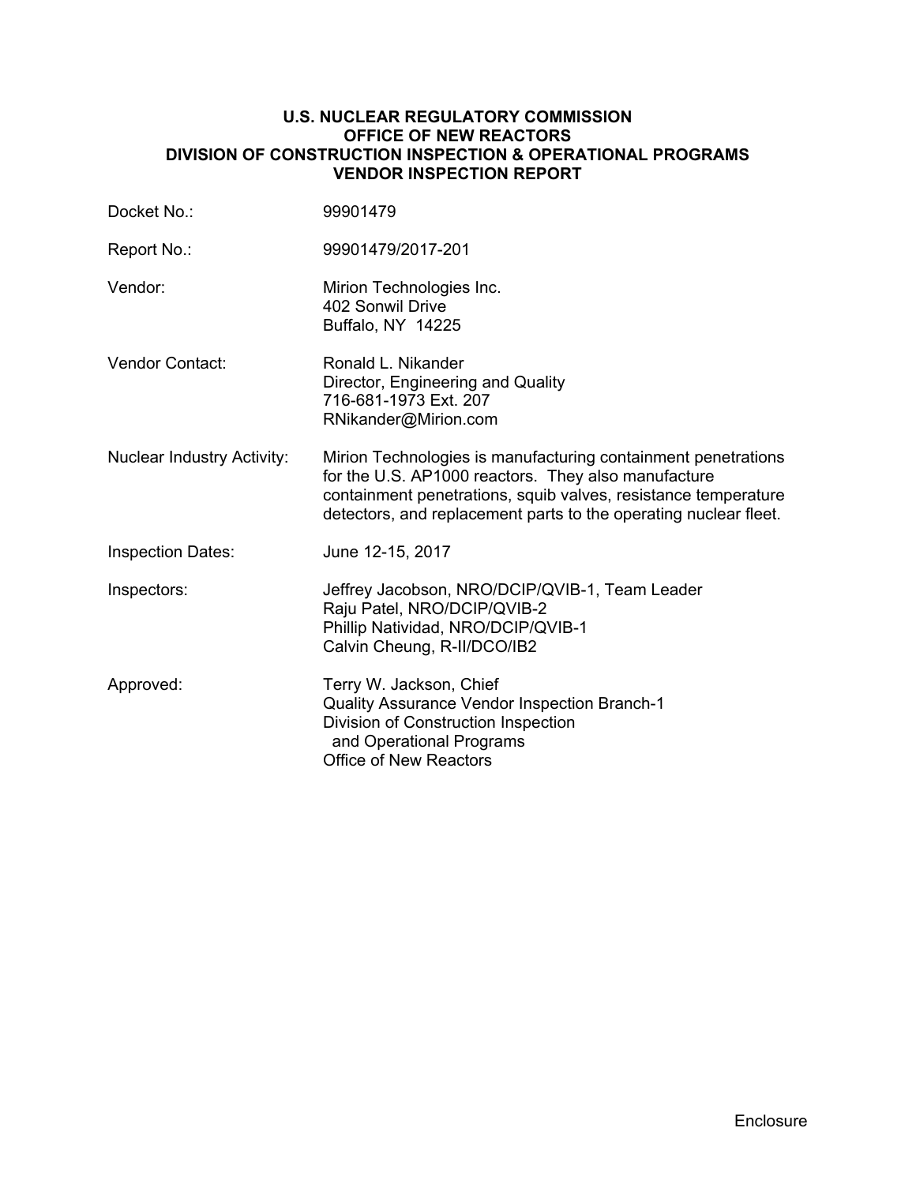**U.S. NUCLEAR REGULATORY COMMISSION**
**OFFICE OF NEW REACTORS**
**DIVISION OF CONSTRUCTION INSPECTION & OPERATIONAL PROGRAMS**
**VENDOR INSPECTION REPORT**

| | |
|---|---|
| Docket No.: | 99901479 |
| Report No.: | 99901479/2017-201 |
| Vendor: | Mirion Technologies Inc.<br>402 Sonwil Drive<br>Buffalo, NY 14225 |
| Vendor Contact: | Ronald L. Nikander<br>Director, Engineering and Quality<br>716-681-1973 Ext. 207<br>RNikander@Mirion.com |
| Nuclear Industry Activity: | Mirion Technologies is manufacturing containment penetrations for the U.S. AP1000 reactors. They also manufacture containment penetrations, squib valves, resistance temperature detectors, and replacement parts to the operating nuclear fleet. |
| Inspection Dates: | June 12-15, 2017 |
| Inspectors: | Jeffrey Jacobson, NRO/DCIP/QVIB-1, Team Leader<br>Raju Patel, NRO/DCIP/QVIB-2<br>Phillip Natividad, NRO/DCIP/QVIB-1<br>Calvin Cheung, R-II/DCO/IB2 |
| Approved: | Terry W. Jackson, Chief<br>Quality Assurance Vendor Inspection Branch-1<br>Division of Construction Inspection and Operational Programs<br>Office of New Reactors |

Enclosure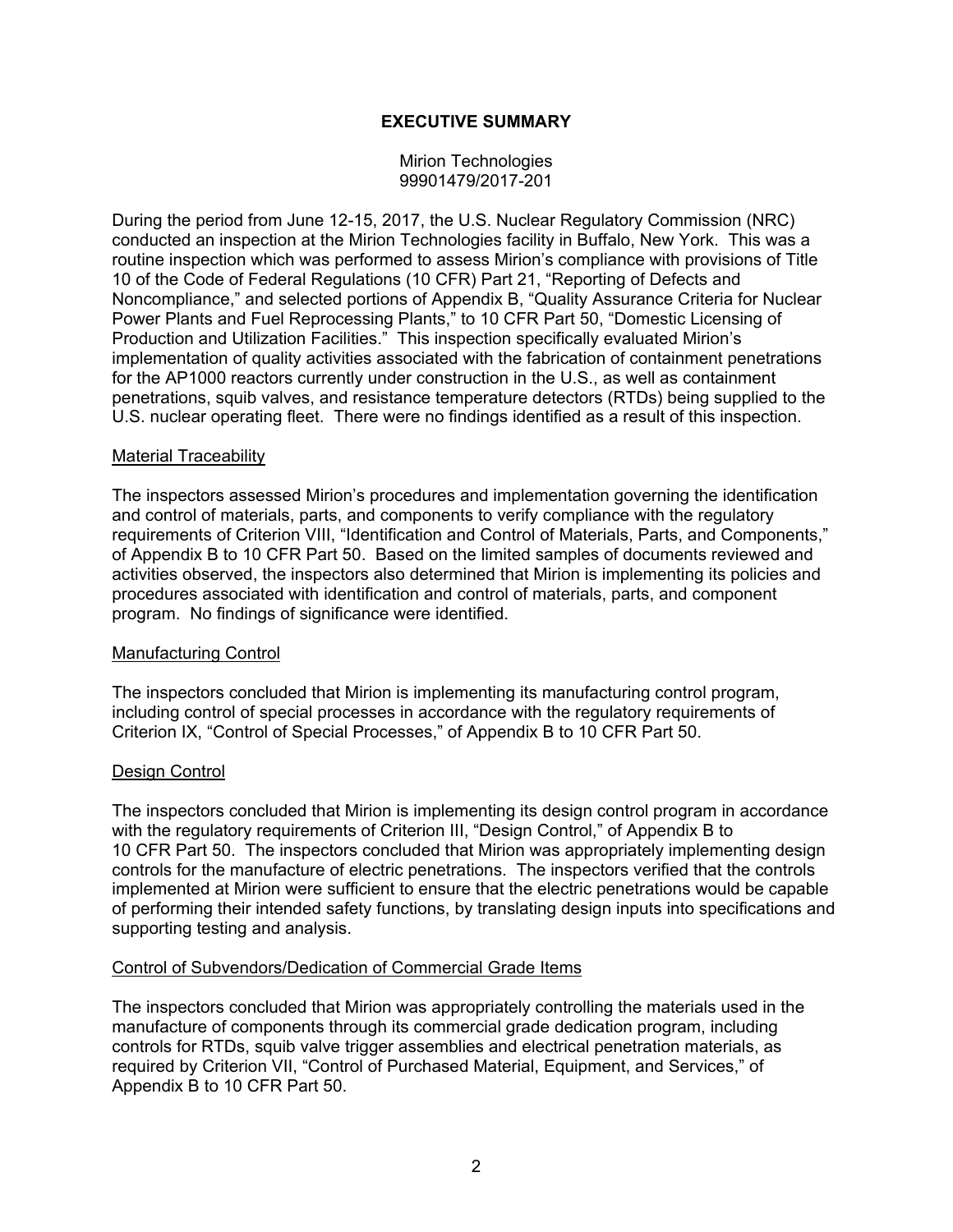# EXECUTIVE SUMMARY

Mirion Technologies
99901479/2017-201

During the period from June 12-15, 2017, the U.S. Nuclear Regulatory Commission (NRC) conducted an inspection at the Mirion Technologies facility in Buffalo, New York. This was a routine inspection which was performed to assess Mirion's compliance with provisions of Title 10 of the Code of Federal Regulations (10 CFR) Part 21, "Reporting of Defects and Noncompliance," and selected portions of Appendix B, "Quality Assurance Criteria for Nuclear Power Plants and Fuel Reprocessing Plants," to 10 CFR Part 50, "Domestic Licensing of Production and Utilization Facilities." This inspection specifically evaluated Mirion's implementation of quality activities associated with the fabrication of containment penetrations for the AP1000 reactors currently under construction in the U.S., as well as containment penetrations, squib valves, and resistance temperature detectors (RTDs) being supplied to the U.S. nuclear operating fleet. There were no findings identified as a result of this inspection.

## Material Traceability

The inspectors assessed Mirion's procedures and implementation governing the identification and control of materials, parts, and components to verify compliance with the regulatory requirements of Criterion VIII, "Identification and Control of Materials, Parts, and Components," of Appendix B to 10 CFR Part 50. Based on the limited samples of documents reviewed and activities observed, the inspectors also determined that Mirion is implementing its policies and procedures associated with identification and control of materials, parts, and component program. No findings of significance were identified.

## Manufacturing Control

The inspectors concluded that Mirion is implementing its manufacturing control program, including control of special processes in accordance with the regulatory requirements of Criterion IX, "Control of Special Processes," of Appendix B to 10 CFR Part 50.

## Design Control

The inspectors concluded that Mirion is implementing its design control program in accordance with the regulatory requirements of Criterion III, "Design Control," of Appendix B to 10 CFR Part 50. The inspectors concluded that Mirion was appropriately implementing design controls for the manufacture of electric penetrations. The inspectors verified that the controls implemented at Mirion were sufficient to ensure that the electric penetrations would be capable of performing their intended safety functions, by translating design inputs into specifications and supporting testing and analysis.

## Control of Subvendors/Dedication of Commercial Grade Items

The inspectors concluded that Mirion was appropriately controlling the materials used in the manufacture of components through its commercial grade dedication program, including controls for RTDs, squib valve trigger assemblies and electrical penetration materials, as required by Criterion VII, "Control of Purchased Material, Equipment, and Services," of Appendix B to 10 CFR Part 50.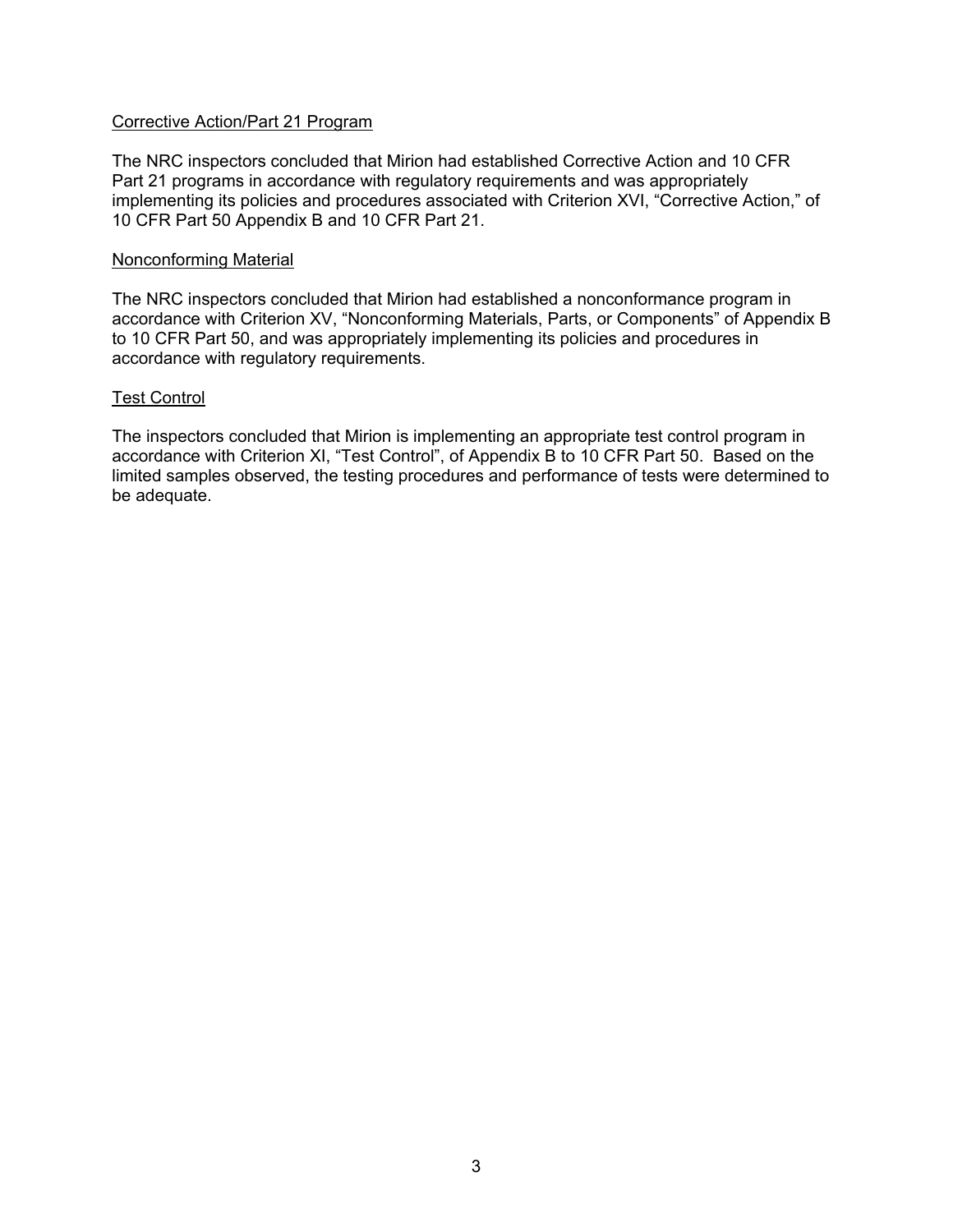Corrective Action/Part 21 Program

The NRC inspectors concluded that Mirion had established Corrective Action and 10 CFR Part 21 programs in accordance with regulatory requirements and was appropriately implementing its policies and procedures associated with Criterion XVI, "Corrective Action," of 10 CFR Part 50 Appendix B and 10 CFR Part 21.

Nonconforming Material

The NRC inspectors concluded that Mirion had established a nonconformance program in accordance with Criterion XV, "Nonconforming Materials, Parts, or Components" of Appendix B to 10 CFR Part 50, and was appropriately implementing its policies and procedures in accordance with regulatory requirements.

Test Control

The inspectors concluded that Mirion is implementing an appropriate test control program in accordance with Criterion XI, "Test Control", of Appendix B to 10 CFR Part 50. Based on the limited samples observed, the testing procedures and performance of tests were determined to be adequate.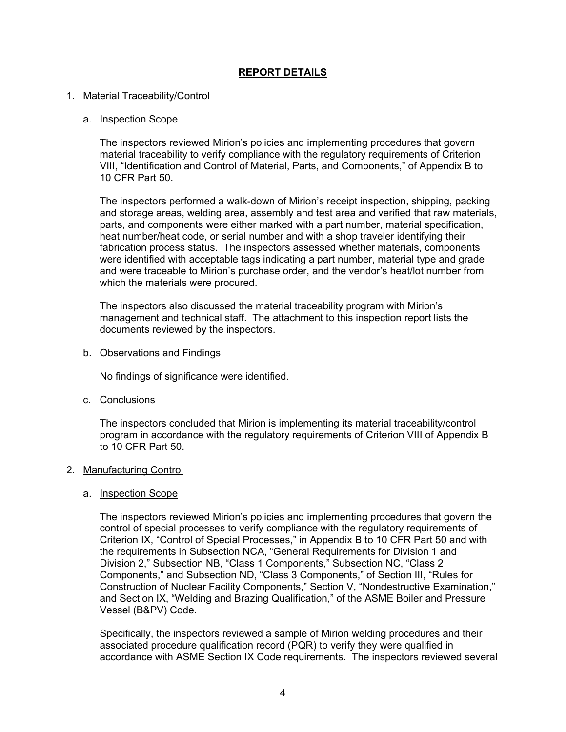# REPORT DETAILS

1. Material Traceability/Control

   a. Inspection Scope

   The inspectors reviewed Mirion's policies and implementing procedures that govern material traceability to verify compliance with the regulatory requirements of Criterion VIII, "Identification and Control of Material, Parts, and Components," of Appendix B to 10 CFR Part 50.

   The inspectors performed a walk-down of Mirion's receipt inspection, shipping, packing and storage areas, welding area, assembly and test area and verified that raw materials, parts, and components were either marked with a part number, material specification, heat number/heat code, or serial number and with a shop traveler identifying their fabrication process status. The inspectors assessed whether materials, components were identified with acceptable tags indicating a part number, material type and grade and were traceable to Mirion's purchase order, and the vendor's heat/lot number from which the materials were procured.

   The inspectors also discussed the material traceability program with Mirion's management and technical staff. The attachment to this inspection report lists the documents reviewed by the inspectors.

   b. Observations and Findings

   No findings of significance were identified.

   c. Conclusions

   The inspectors concluded that Mirion is implementing its material traceability/control program in accordance with the regulatory requirements of Criterion VIII of Appendix B to 10 CFR Part 50.

2. Manufacturing Control

   a. Inspection Scope

   The inspectors reviewed Mirion's policies and implementing procedures that govern the control of special processes to verify compliance with the regulatory requirements of Criterion IX, "Control of Special Processes," in Appendix B to 10 CFR Part 50 and with the requirements in Subsection NCA, "General Requirements for Division 1 and Division 2," Subsection NB, "Class 1 Components," Subsection NC, "Class 2 Components," and Subsection ND, "Class 3 Components," of Section III, "Rules for Construction of Nuclear Facility Components," Section V, "Nondestructive Examination," and Section IX, "Welding and Brazing Qualification," of the ASME Boiler and Pressure Vessel (B&PV) Code.

   Specifically, the inspectors reviewed a sample of Mirion welding procedures and their associated procedure qualification record (PQR) to verify they were qualified in accordance with ASME Section IX Code requirements. The inspectors reviewed several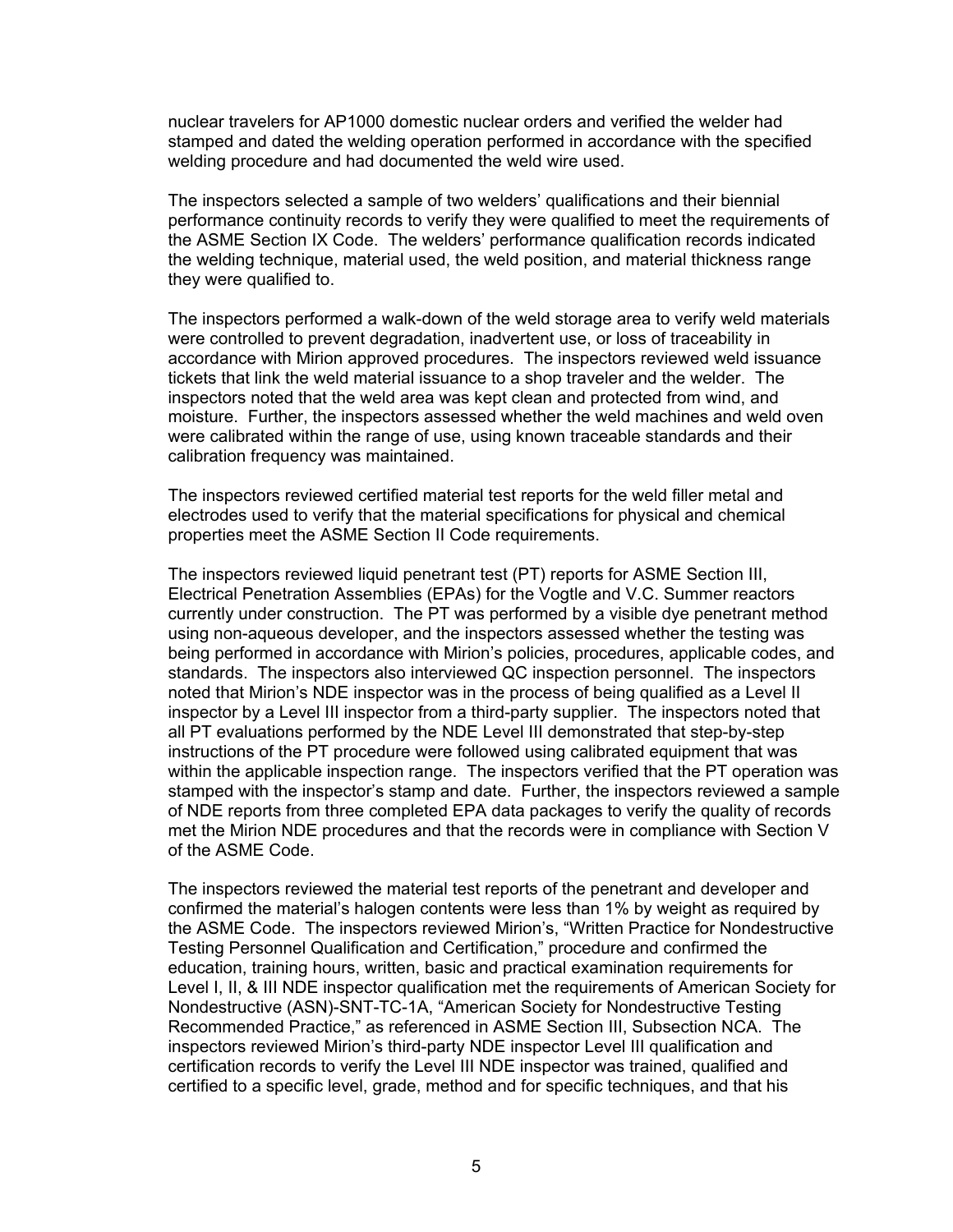nuclear travelers for AP1000 domestic nuclear orders and verified the welder had stamped and dated the welding operation performed in accordance with the specified welding procedure and had documented the weld wire used.

The inspectors selected a sample of two welders' qualifications and their biennial performance continuity records to verify they were qualified to meet the requirements of the ASME Section IX Code. The welders' performance qualification records indicated the welding technique, material used, the weld position, and material thickness range they were qualified to.

The inspectors performed a walk-down of the weld storage area to verify weld materials were controlled to prevent degradation, inadvertent use, or loss of traceability in accordance with Mirion approved procedures. The inspectors reviewed weld issuance tickets that link the weld material issuance to a shop traveler and the welder. The inspectors noted that the weld area was kept clean and protected from wind, and moisture. Further, the inspectors assessed whether the weld machines and weld oven were calibrated within the range of use, using known traceable standards and their calibration frequency was maintained.

The inspectors reviewed certified material test reports for the weld filler metal and electrodes used to verify that the material specifications for physical and chemical properties meet the ASME Section II Code requirements.

The inspectors reviewed liquid penetrant test (PT) reports for ASME Section III, Electrical Penetration Assemblies (EPAs) for the Vogtle and V.C. Summer reactors currently under construction. The PT was performed by a visible dye penetrant method using non-aqueous developer, and the inspectors assessed whether the testing was being performed in accordance with Mirion's policies, procedures, applicable codes, and standards. The inspectors also interviewed QC inspection personnel. The inspectors noted that Mirion's NDE inspector was in the process of being qualified as a Level II inspector by a Level III inspector from a third-party supplier. The inspectors noted that all PT evaluations performed by the NDE Level III demonstrated that step-by-step instructions of the PT procedure were followed using calibrated equipment that was within the applicable inspection range. The inspectors verified that the PT operation was stamped with the inspector's stamp and date. Further, the inspectors reviewed a sample of NDE reports from three completed EPA data packages to verify the quality of records met the Mirion NDE procedures and that the records were in compliance with Section V of the ASME Code.

The inspectors reviewed the material test reports of the penetrant and developer and confirmed the material's halogen contents were less than 1% by weight as required by the ASME Code. The inspectors reviewed Mirion's, "Written Practice for Nondestructive Testing Personnel Qualification and Certification," procedure and confirmed the education, training hours, written, basic and practical examination requirements for Level I, II, & III NDE inspector qualification met the requirements of American Society for Nondestructive (ASN)-SNT-TC-1A, "American Society for Nondestructive Testing Recommended Practice," as referenced in ASME Section III, Subsection NCA. The inspectors reviewed Mirion's third-party NDE inspector Level III qualification and certification records to verify the Level III NDE inspector was trained, qualified and certified to a specific level, grade, method and for specific techniques, and that his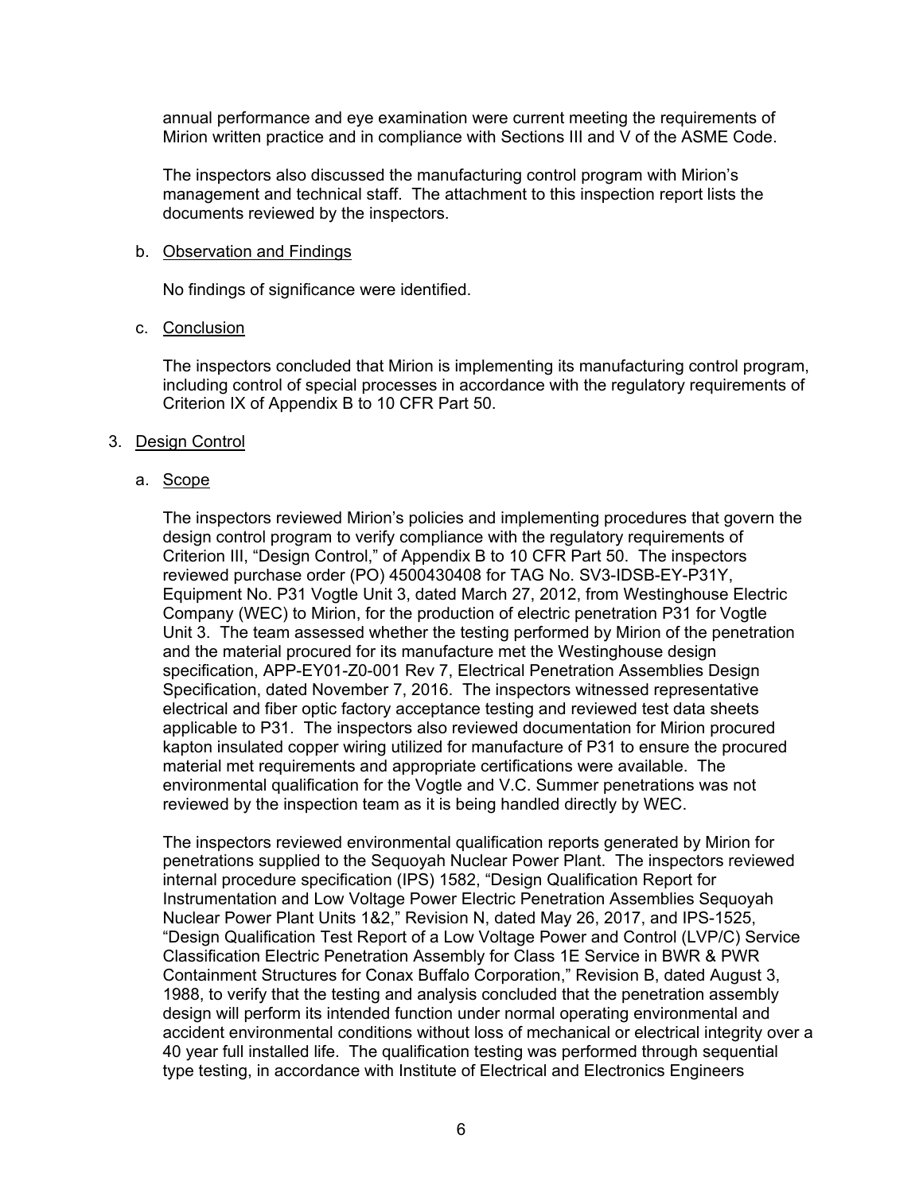annual performance and eye examination were current meeting the requirements of Mirion written practice and in compliance with Sections III and V of the ASME Code.

The inspectors also discussed the manufacturing control program with Mirion's management and technical staff. The attachment to this inspection report lists the documents reviewed by the inspectors.

b. Observation and Findings

No findings of significance were identified.

c. Conclusion

The inspectors concluded that Mirion is implementing its manufacturing control program, including control of special processes in accordance with the regulatory requirements of Criterion IX of Appendix B to 10 CFR Part 50.

3. Design Control

a. Scope

The inspectors reviewed Mirion's policies and implementing procedures that govern the design control program to verify compliance with the regulatory requirements of Criterion III, "Design Control," of Appendix B to 10 CFR Part 50. The inspectors reviewed purchase order (PO) 4500430408 for TAG No. SV3-IDSB-EY-P31Y, Equipment No. P31 Vogtle Unit 3, dated March 27, 2012, from Westinghouse Electric Company (WEC) to Mirion, for the production of electric penetration P31 for Vogtle Unit 3. The team assessed whether the testing performed by Mirion of the penetration and the material procured for its manufacture met the Westinghouse design specification, APP-EY01-Z0-001 Rev 7, Electrical Penetration Assemblies Design Specification, dated November 7, 2016. The inspectors witnessed representative electrical and fiber optic factory acceptance testing and reviewed test data sheets applicable to P31. The inspectors also reviewed documentation for Mirion procured kapton insulated copper wiring utilized for manufacture of P31 to ensure the procured material met requirements and appropriate certifications were available. The environmental qualification for the Vogtle and V.C. Summer penetrations was not reviewed by the inspection team as it is being handled directly by WEC.

The inspectors reviewed environmental qualification reports generated by Mirion for penetrations supplied to the Sequoyah Nuclear Power Plant. The inspectors reviewed internal procedure specification (IPS) 1582, "Design Qualification Report for Instrumentation and Low Voltage Power Electric Penetration Assemblies Sequoyah Nuclear Power Plant Units 1&2," Revision N, dated May 26, 2017, and IPS-1525, "Design Qualification Test Report of a Low Voltage Power and Control (LVP/C) Service Classification Electric Penetration Assembly for Class 1E Service in BWR & PWR Containment Structures for Conax Buffalo Corporation," Revision B, dated August 3, 1988, to verify that the testing and analysis concluded that the penetration assembly design will perform its intended function under normal operating environmental and accident environmental conditions without loss of mechanical or electrical integrity over a 40 year full installed life. The qualification testing was performed through sequential type testing, in accordance with Institute of Electrical and Electronics Engineers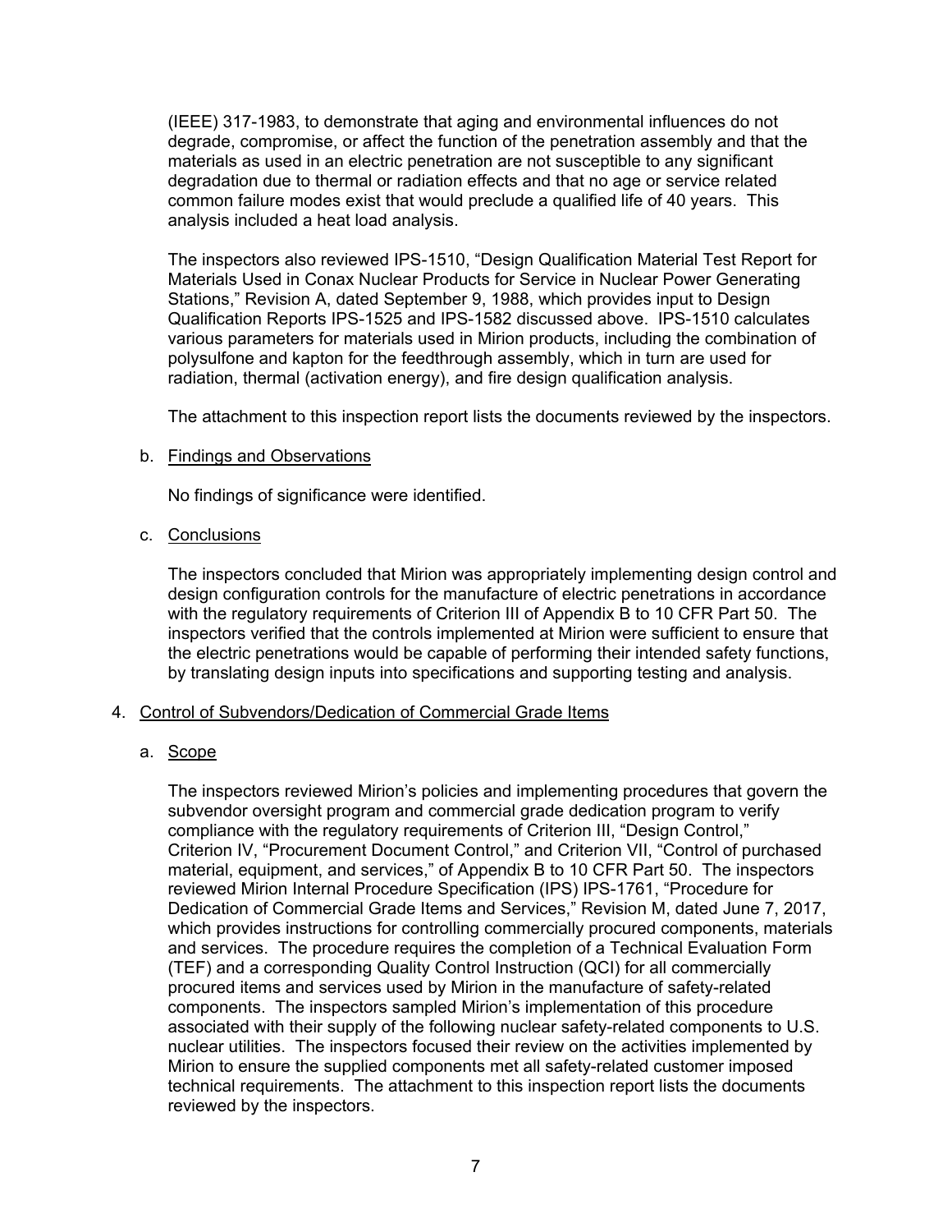(IEEE) 317-1983, to demonstrate that aging and environmental influences do not degrade, compromise, or affect the function of the penetration assembly and that the materials as used in an electric penetration are not susceptible to any significant degradation due to thermal or radiation effects and that no age or service related common failure modes exist that would preclude a qualified life of 40 years. This analysis included a heat load analysis.

The inspectors also reviewed IPS-1510, "Design Qualification Material Test Report for Materials Used in Conax Nuclear Products for Service in Nuclear Power Generating Stations," Revision A, dated September 9, 1988, which provides input to Design Qualification Reports IPS-1525 and IPS-1582 discussed above. IPS-1510 calculates various parameters for materials used in Mirion products, including the combination of polysulfone and kapton for the feedthrough assembly, which in turn are used for radiation, thermal (activation energy), and fire design qualification analysis.

The attachment to this inspection report lists the documents reviewed by the inspectors.

b. Findings and Observations

No findings of significance were identified.

c. Conclusions

The inspectors concluded that Mirion was appropriately implementing design control and design configuration controls for the manufacture of electric penetrations in accordance with the regulatory requirements of Criterion III of Appendix B to 10 CFR Part 50. The inspectors verified that the controls implemented at Mirion were sufficient to ensure that the electric penetrations would be capable of performing their intended safety functions, by translating design inputs into specifications and supporting testing and analysis.

4. Control of Subvendors/Dedication of Commercial Grade Items

a. Scope

The inspectors reviewed Mirion's policies and implementing procedures that govern the subvendor oversight program and commercial grade dedication program to verify compliance with the regulatory requirements of Criterion III, "Design Control," Criterion IV, "Procurement Document Control," and Criterion VII, "Control of purchased material, equipment, and services," of Appendix B to 10 CFR Part 50. The inspectors reviewed Mirion Internal Procedure Specification (IPS) IPS-1761, "Procedure for Dedication of Commercial Grade Items and Services," Revision M, dated June 7, 2017, which provides instructions for controlling commercially procured components, materials and services. The procedure requires the completion of a Technical Evaluation Form (TEF) and a corresponding Quality Control Instruction (QCI) for all commercially procured items and services used by Mirion in the manufacture of safety-related components. The inspectors sampled Mirion's implementation of this procedure associated with their supply of the following nuclear safety-related components to U.S. nuclear utilities. The inspectors focused their review on the activities implemented by Mirion to ensure the supplied components met all safety-related customer imposed technical requirements. The attachment to this inspection report lists the documents reviewed by the inspectors.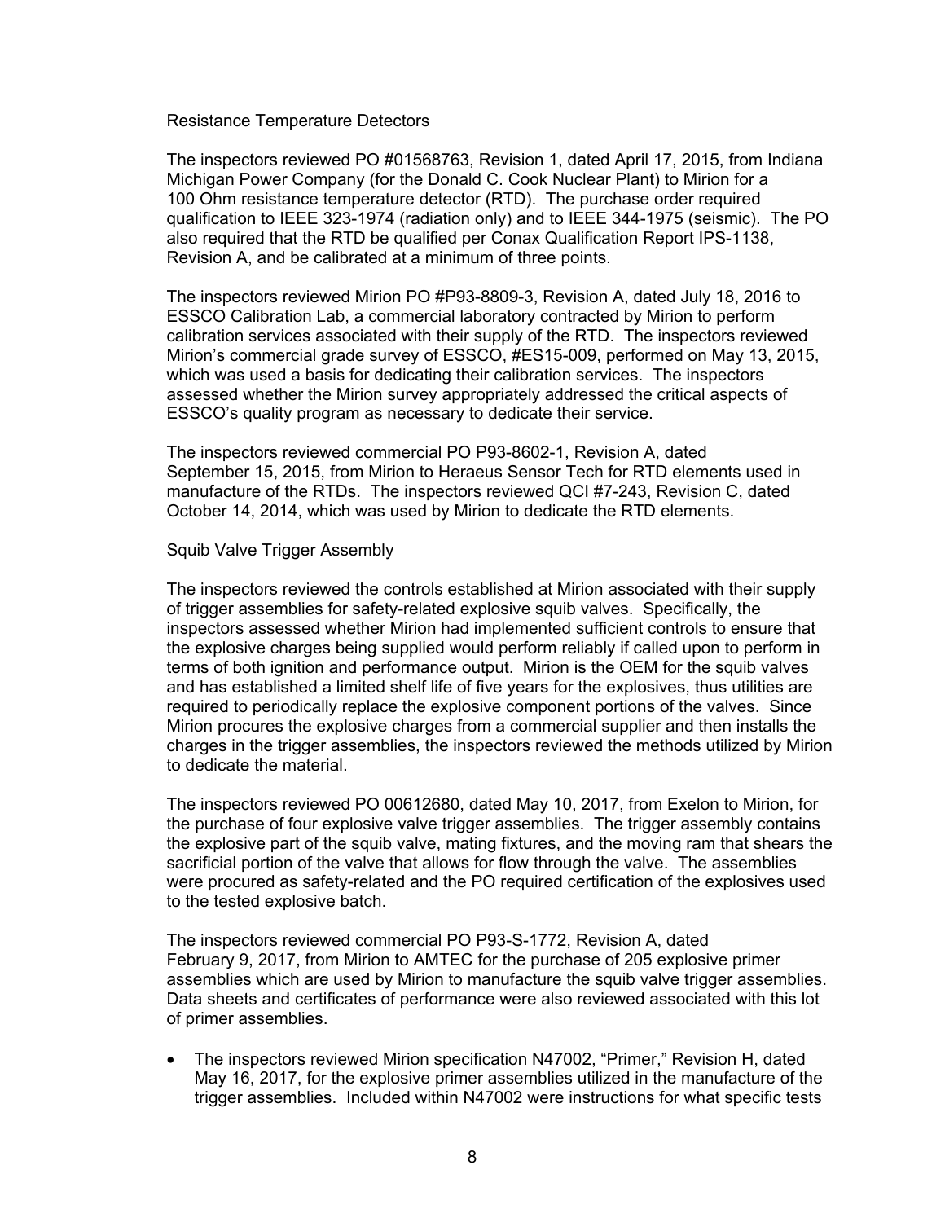Resistance Temperature Detectors

The inspectors reviewed PO #01568763, Revision 1, dated April 17, 2015, from Indiana Michigan Power Company (for the Donald C. Cook Nuclear Plant) to Mirion for a 100 Ohm resistance temperature detector (RTD). The purchase order required qualification to IEEE 323-1974 (radiation only) and to IEEE 344-1975 (seismic). The PO also required that the RTD be qualified per Conax Qualification Report IPS-1138, Revision A, and be calibrated at a minimum of three points.

The inspectors reviewed Mirion PO #P93-8809-3, Revision A, dated July 18, 2016 to ESSCO Calibration Lab, a commercial laboratory contracted by Mirion to perform calibration services associated with their supply of the RTD. The inspectors reviewed Mirion's commercial grade survey of ESSCO, #ES15-009, performed on May 13, 2015, which was used a basis for dedicating their calibration services. The inspectors assessed whether the Mirion survey appropriately addressed the critical aspects of ESSCO's quality program as necessary to dedicate their service.

The inspectors reviewed commercial PO P93-8602-1, Revision A, dated September 15, 2015, from Mirion to Heraeus Sensor Tech for RTD elements used in manufacture of the RTDs. The inspectors reviewed QCI #7-243, Revision C, dated October 14, 2014, which was used by Mirion to dedicate the RTD elements.

Squib Valve Trigger Assembly

The inspectors reviewed the controls established at Mirion associated with their supply of trigger assemblies for safety-related explosive squib valves. Specifically, the inspectors assessed whether Mirion had implemented sufficient controls to ensure that the explosive charges being supplied would perform reliably if called upon to perform in terms of both ignition and performance output. Mirion is the OEM for the squib valves and has established a limited shelf life of five years for the explosives, thus utilities are required to periodically replace the explosive component portions of the valves. Since Mirion procures the explosive charges from a commercial supplier and then installs the charges in the trigger assemblies, the inspectors reviewed the methods utilized by Mirion to dedicate the material.

The inspectors reviewed PO 00612680, dated May 10, 2017, from Exelon to Mirion, for the purchase of four explosive valve trigger assemblies. The trigger assembly contains the explosive part of the squib valve, mating fixtures, and the moving ram that shears the sacrificial portion of the valve that allows for flow through the valve. The assemblies were procured as safety-related and the PO required certification of the explosives used to the tested explosive batch.

The inspectors reviewed commercial PO P93-S-1772, Revision A, dated February 9, 2017, from Mirion to AMTEC for the purchase of 205 explosive primer assemblies which are used by Mirion to manufacture the squib valve trigger assemblies. Data sheets and certificates of performance were also reviewed associated with this lot of primer assemblies.

- The inspectors reviewed Mirion specification N47002, "Primer," Revision H, dated May 16, 2017, for the explosive primer assemblies utilized in the manufacture of the trigger assemblies. Included within N47002 were instructions for what specific tests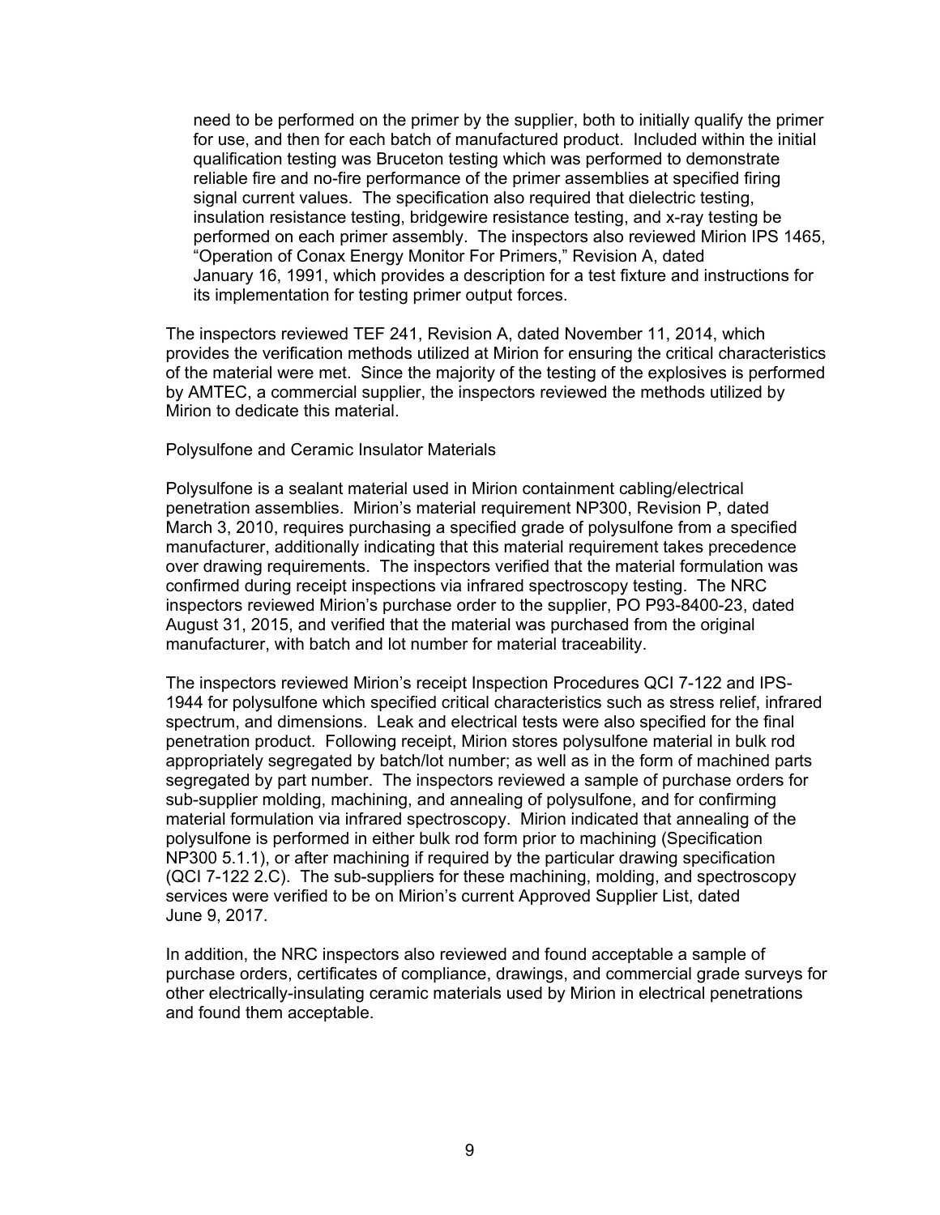need to be performed on the primer by the supplier, both to initially qualify the primer for use, and then for each batch of manufactured product. Included within the initial qualification testing was Bruceton testing which was performed to demonstrate reliable fire and no-fire performance of the primer assemblies at specified firing signal current values. The specification also required that dielectric testing, insulation resistance testing, bridgewire resistance testing, and x-ray testing be performed on each primer assembly. The inspectors also reviewed Mirion IPS 1465, "Operation of Conax Energy Monitor For Primers," Revision A, dated January 16, 1991, which provides a description for a test fixture and instructions for its implementation for testing primer output forces.

The inspectors reviewed TEF 241, Revision A, dated November 11, 2014, which provides the verification methods utilized at Mirion for ensuring the critical characteristics of the material were met. Since the majority of the testing of the explosives is performed by AMTEC, a commercial supplier, the inspectors reviewed the methods utilized by Mirion to dedicate this material.

Polysulfone and Ceramic Insulator Materials

Polysulfone is a sealant material used in Mirion containment cabling/electrical penetration assemblies. Mirion's material requirement NP300, Revision P, dated March 3, 2010, requires purchasing a specified grade of polysulfone from a specified manufacturer, additionally indicating that this material requirement takes precedence over drawing requirements. The inspectors verified that the material formulation was confirmed during receipt inspections via infrared spectroscopy testing. The NRC inspectors reviewed Mirion's purchase order to the supplier, PO P93-8400-23, dated August 31, 2015, and verified that the material was purchased from the original manufacturer, with batch and lot number for material traceability.

The inspectors reviewed Mirion's receipt Inspection Procedures QCI 7-122 and IPS-1944 for polysulfone which specified critical characteristics such as stress relief, infrared spectrum, and dimensions. Leak and electrical tests were also specified for the final penetration product. Following receipt, Mirion stores polysulfone material in bulk rod appropriately segregated by batch/lot number; as well as in the form of machined parts segregated by part number. The inspectors reviewed a sample of purchase orders for sub-supplier molding, machining, and annealing of polysulfone, and for confirming material formulation via infrared spectroscopy. Mirion indicated that annealing of the polysulfone is performed in either bulk rod form prior to machining (Specification NP300 5.1.1), or after machining if required by the particular drawing specification (QCI 7-122 2.C). The sub-suppliers for these machining, molding, and spectroscopy services were verified to be on Mirion's current Approved Supplier List, dated June 9, 2017.

In addition, the NRC inspectors also reviewed and found acceptable a sample of purchase orders, certificates of compliance, drawings, and commercial grade surveys for other electrically-insulating ceramic materials used by Mirion in electrical penetrations and found them acceptable.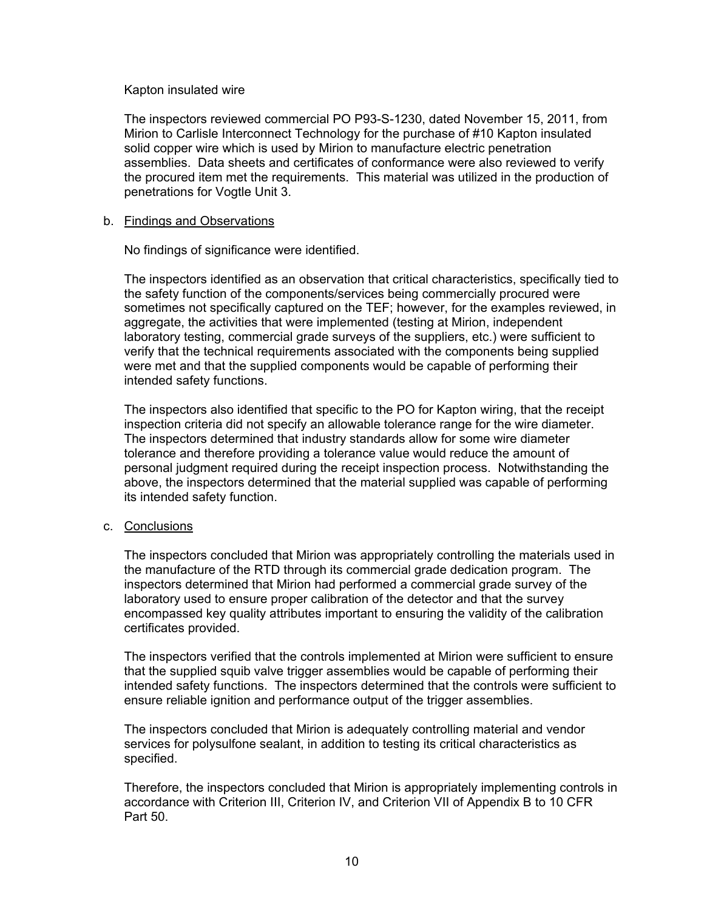Kapton insulated wire

The inspectors reviewed commercial PO P93-S-1230, dated November 15, 2011, from Mirion to Carlisle Interconnect Technology for the purchase of #10 Kapton insulated solid copper wire which is used by Mirion to manufacture electric penetration assemblies. Data sheets and certificates of conformance were also reviewed to verify the procured item met the requirements. This material was utilized in the production of penetrations for Vogtle Unit 3.

b. Findings and Observations

No findings of significance were identified.

The inspectors identified as an observation that critical characteristics, specifically tied to the safety function of the components/services being commercially procured were sometimes not specifically captured on the TEF; however, for the examples reviewed, in aggregate, the activities that were implemented (testing at Mirion, independent laboratory testing, commercial grade surveys of the suppliers, etc.) were sufficient to verify that the technical requirements associated with the components being supplied were met and that the supplied components would be capable of performing their intended safety functions.

The inspectors also identified that specific to the PO for Kapton wiring, that the receipt inspection criteria did not specify an allowable tolerance range for the wire diameter. The inspectors determined that industry standards allow for some wire diameter tolerance and therefore providing a tolerance value would reduce the amount of personal judgment required during the receipt inspection process. Notwithstanding the above, the inspectors determined that the material supplied was capable of performing its intended safety function.

c. Conclusions

The inspectors concluded that Mirion was appropriately controlling the materials used in the manufacture of the RTD through its commercial grade dedication program. The inspectors determined that Mirion had performed a commercial grade survey of the laboratory used to ensure proper calibration of the detector and that the survey encompassed key quality attributes important to ensuring the validity of the calibration certificates provided.

The inspectors verified that the controls implemented at Mirion were sufficient to ensure that the supplied squib valve trigger assemblies would be capable of performing their intended safety functions. The inspectors determined that the controls were sufficient to ensure reliable ignition and performance output of the trigger assemblies.

The inspectors concluded that Mirion is adequately controlling material and vendor services for polysulfone sealant, in addition to testing its critical characteristics as specified.

Therefore, the inspectors concluded that Mirion is appropriately implementing controls in accordance with Criterion III, Criterion IV, and Criterion VII of Appendix B to 10 CFR Part 50.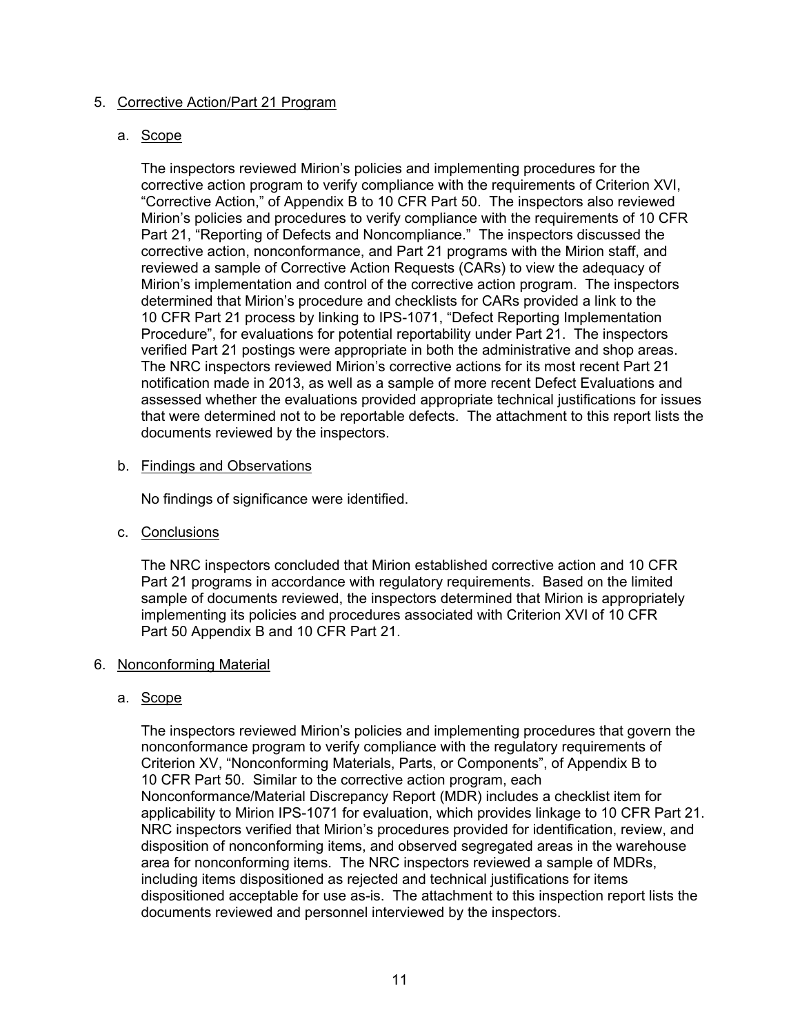## 5. Corrective Action/Part 21 Program

### a. Scope

The inspectors reviewed Mirion's policies and implementing procedures for the corrective action program to verify compliance with the requirements of Criterion XVI, "Corrective Action," of Appendix B to 10 CFR Part 50. The inspectors also reviewed Mirion's policies and procedures to verify compliance with the requirements of 10 CFR Part 21, "Reporting of Defects and Noncompliance." The inspectors discussed the corrective action, nonconformance, and Part 21 programs with the Mirion staff, and reviewed a sample of Corrective Action Requests (CARs) to view the adequacy of Mirion's implementation and control of the corrective action program. The inspectors determined that Mirion's procedure and checklists for CARs provided a link to the 10 CFR Part 21 process by linking to IPS-1071, "Defect Reporting Implementation Procedure", for evaluations for potential reportability under Part 21. The inspectors verified Part 21 postings were appropriate in both the administrative and shop areas. The NRC inspectors reviewed Mirion's corrective actions for its most recent Part 21 notification made in 2013, as well as a sample of more recent Defect Evaluations and assessed whether the evaluations provided appropriate technical justifications for issues that were determined not to be reportable defects. The attachment to this report lists the documents reviewed by the inspectors.

### b. Findings and Observations

No findings of significance were identified.

### c. Conclusions

The NRC inspectors concluded that Mirion established corrective action and 10 CFR Part 21 programs in accordance with regulatory requirements. Based on the limited sample of documents reviewed, the inspectors determined that Mirion is appropriately implementing its policies and procedures associated with Criterion XVI of 10 CFR Part 50 Appendix B and 10 CFR Part 21.

## 6. Nonconforming Material

### a. Scope

The inspectors reviewed Mirion's policies and implementing procedures that govern the nonconformance program to verify compliance with the regulatory requirements of Criterion XV, "Nonconforming Materials, Parts, or Components", of Appendix B to 10 CFR Part 50. Similar to the corrective action program, each Nonconformance/Material Discrepancy Report (MDR) includes a checklist item for applicability to Mirion IPS-1071 for evaluation, which provides linkage to 10 CFR Part 21. NRC inspectors verified that Mirion's procedures provided for identification, review, and disposition of nonconforming items, and observed segregated areas in the warehouse area for nonconforming items. The NRC inspectors reviewed a sample of MDRs, including items dispositioned as rejected and technical justifications for items dispositioned acceptable for use as-is. The attachment to this inspection report lists the documents reviewed and personnel interviewed by the inspectors.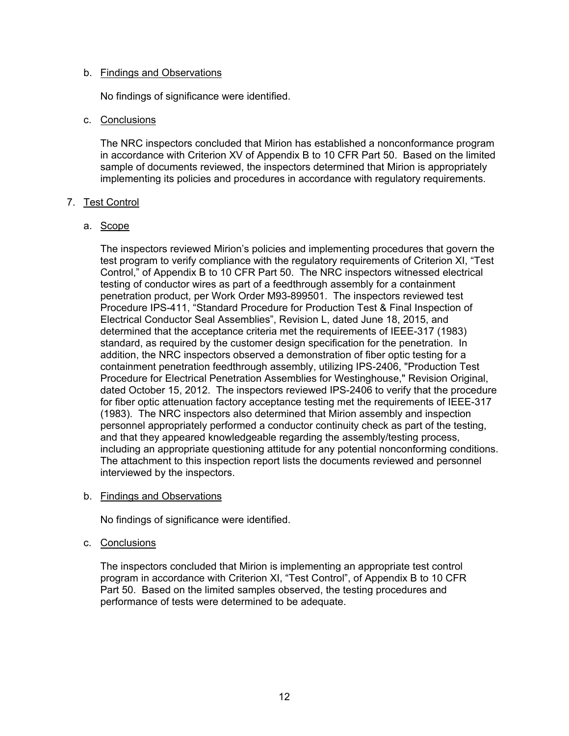b. Findings and Observations

No findings of significance were identified.

c. Conclusions

The NRC inspectors concluded that Mirion has established a nonconformance program in accordance with Criterion XV of Appendix B to 10 CFR Part 50. Based on the limited sample of documents reviewed, the inspectors determined that Mirion is appropriately implementing its policies and procedures in accordance with regulatory requirements.

7. Test Control

a. Scope

The inspectors reviewed Mirion's policies and implementing procedures that govern the test program to verify compliance with the regulatory requirements of Criterion XI, "Test Control," of Appendix B to 10 CFR Part 50. The NRC inspectors witnessed electrical testing of conductor wires as part of a feedthrough assembly for a containment penetration product, per Work Order M93-899501. The inspectors reviewed test Procedure IPS-411, "Standard Procedure for Production Test & Final Inspection of Electrical Conductor Seal Assemblies", Revision L, dated June 18, 2015, and determined that the acceptance criteria met the requirements of IEEE-317 (1983) standard, as required by the customer design specification for the penetration. In addition, the NRC inspectors observed a demonstration of fiber optic testing for a containment penetration feedthrough assembly, utilizing IPS-2406, "Production Test Procedure for Electrical Penetration Assemblies for Westinghouse," Revision Original, dated October 15, 2012. The inspectors reviewed IPS-2406 to verify that the procedure for fiber optic attenuation factory acceptance testing met the requirements of IEEE-317 (1983). The NRC inspectors also determined that Mirion assembly and inspection personnel appropriately performed a conductor continuity check as part of the testing, and that they appeared knowledgeable regarding the assembly/testing process, including an appropriate questioning attitude for any potential nonconforming conditions. The attachment to this inspection report lists the documents reviewed and personnel interviewed by the inspectors.

b. Findings and Observations

No findings of significance were identified.

c. Conclusions

The inspectors concluded that Mirion is implementing an appropriate test control program in accordance with Criterion XI, "Test Control", of Appendix B to 10 CFR Part 50. Based on the limited samples observed, the testing procedures and performance of tests were determined to be adequate.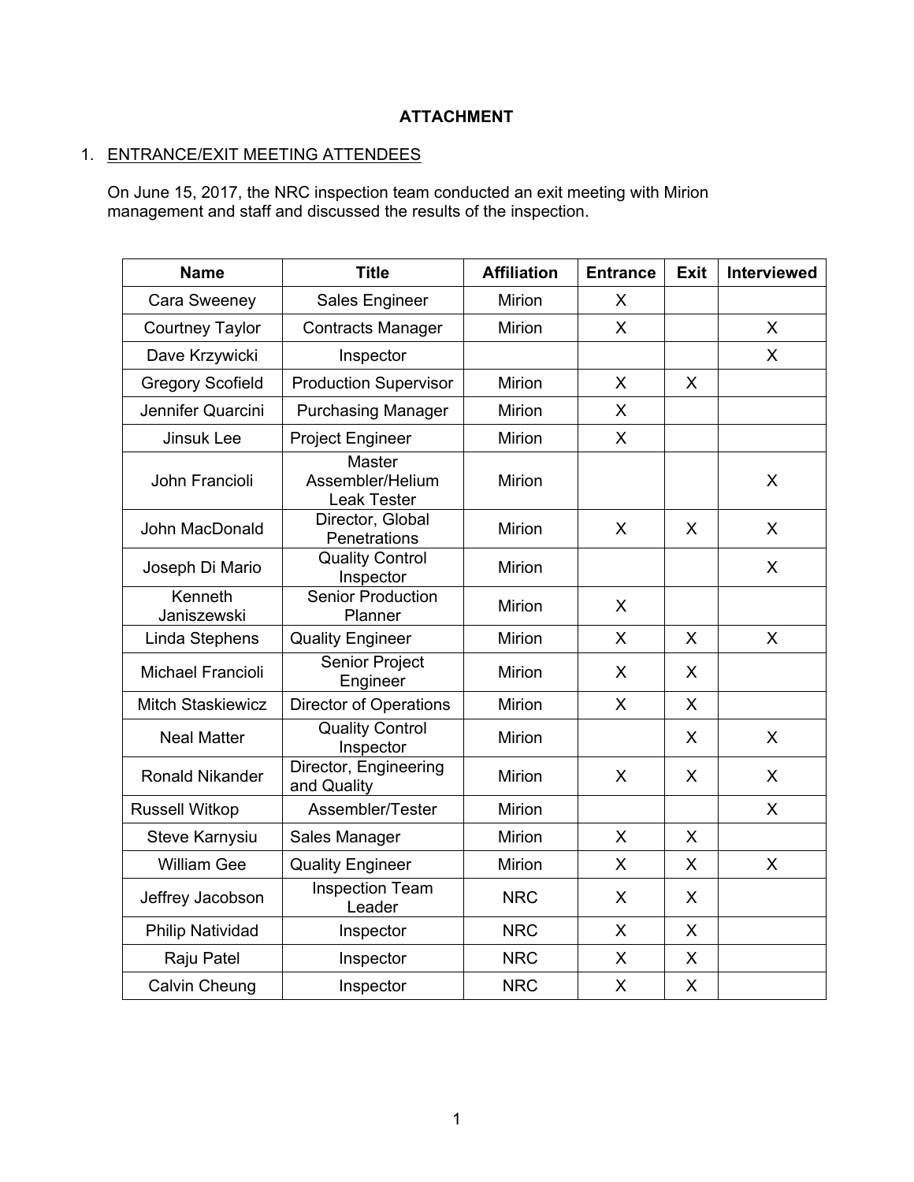# ATTACHMENT

1. ENTRANCE/EXIT MEETING ATTENDEES

   On June 15, 2017, the NRC inspection team conducted an exit meeting with Mirion management and staff and discussed the results of the inspection.

| Name | Title | Affiliation | Entrance | Exit | Interviewed |
|---|---|---|---|---|---|
| Cara Sweeney | Sales Engineer | Mirion | X | | |
| Courtney Taylor | Contracts Manager | Mirion | X | | X |
| Dave Krzywicki | Inspector | | | | X |
| Gregory Scofield | Production Supervisor | Mirion | X | X | |
| Jennifer Quarcini | Purchasing Manager | Mirion | X | | |
| Jinsuk Lee | Project Engineer | Mirion | X | | |
| John Francioli | Master Assembler/Helium Leak Tester | Mirion | | | X |
| John MacDonald | Director, Global Penetrations | Mirion | X | X | X |
| Joseph Di Mario | Quality Control Inspector | Mirion | | | X |
| Kenneth Janiszewski | Senior Production Planner | Mirion | X | | |
| Linda Stephens | Quality Engineer | Mirion | X | X | X |
| Michael Francioli | Senior Project Engineer | Mirion | X | X | |
| Mitch Staskiewicz | Director of Operations | Mirion | X | X | |
| Neal Matter | Quality Control Inspector | Mirion | | X | X |
| Ronald Nikander | Director, Engineering and Quality | Mirion | X | X | X |
| Russell Witkop | Assembler/Tester | Mirion | | | X |
| Steve Karnysiu | Sales Manager | Mirion | X | X | |
| William Gee | Quality Engineer | Mirion | X | X | X |
| Jeffrey Jacobson | Inspection Team Leader | NRC | X | X | |
| Philip Natividad | Inspector | NRC | X | X | |
| Raju Patel | Inspector | NRC | X | X | |
| Calvin Cheung | Inspector | NRC | X | X | |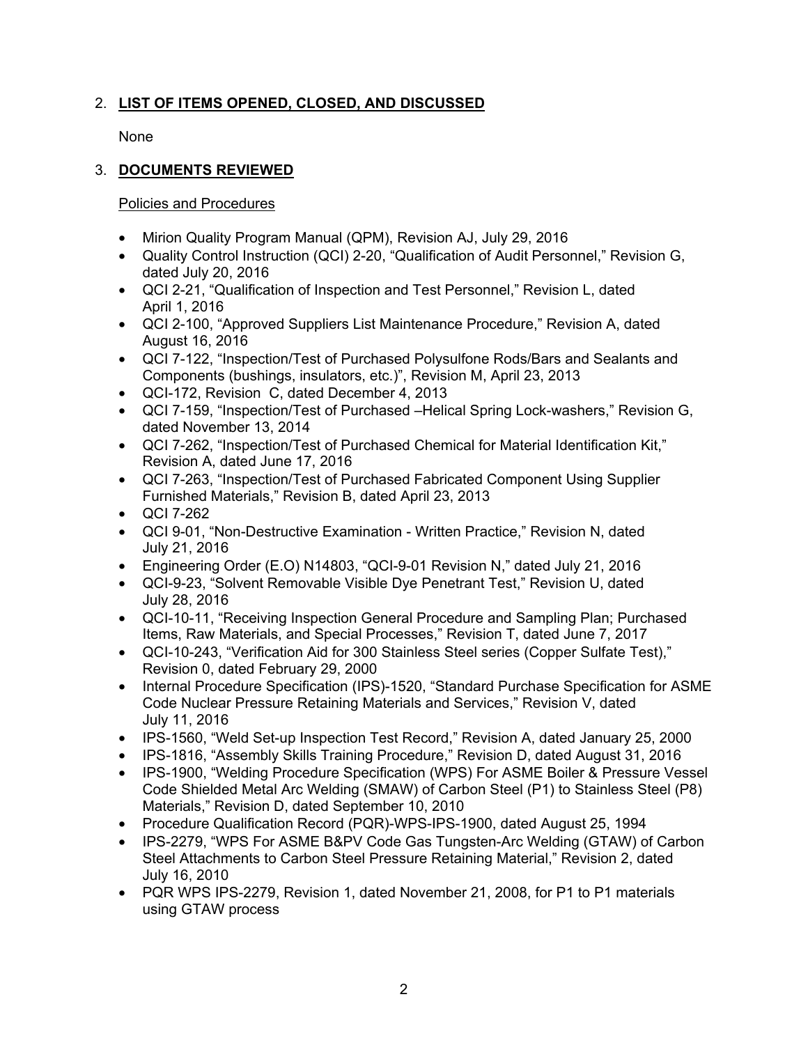## 2. **LIST OF ITEMS OPENED, CLOSED, AND DISCUSSED**

None

## 3. **DOCUMENTS REVIEWED**

Policies and Procedures

- Mirion Quality Program Manual (QPM), Revision AJ, July 29, 2016
- Quality Control Instruction (QCI) 2-20, "Qualification of Audit Personnel," Revision G, dated July 20, 2016
- QCI 2-21, "Qualification of Inspection and Test Personnel," Revision L, dated April 1, 2016
- QCI 2-100, "Approved Suppliers List Maintenance Procedure," Revision A, dated August 16, 2016
- QCI 7-122, "Inspection/Test of Purchased Polysulfone Rods/Bars and Sealants and Components (bushings, insulators, etc.)", Revision M, April 23, 2013
- QCI-172, Revision C, dated December 4, 2013
- QCI 7-159, "Inspection/Test of Purchased –Helical Spring Lock-washers," Revision G, dated November 13, 2014
- QCI 7-262, "Inspection/Test of Purchased Chemical for Material Identification Kit," Revision A, dated June 17, 2016
- QCI 7-263, "Inspection/Test of Purchased Fabricated Component Using Supplier Furnished Materials," Revision B, dated April 23, 2013
- QCI 7-262
- QCI 9-01, "Non-Destructive Examination - Written Practice," Revision N, dated July 21, 2016
- Engineering Order (E.O) N14803, "QCI-9-01 Revision N," dated July 21, 2016
- QCI-9-23, "Solvent Removable Visible Dye Penetrant Test," Revision U, dated July 28, 2016
- QCI-10-11, "Receiving Inspection General Procedure and Sampling Plan; Purchased Items, Raw Materials, and Special Processes," Revision T, dated June 7, 2017
- QCI-10-243, "Verification Aid for 300 Stainless Steel series (Copper Sulfate Test)," Revision 0, dated February 29, 2000
- Internal Procedure Specification (IPS)-1520, "Standard Purchase Specification for ASME Code Nuclear Pressure Retaining Materials and Services," Revision V, dated July 11, 2016
- IPS-1560, "Weld Set-up Inspection Test Record," Revision A, dated January 25, 2000
- IPS-1816, "Assembly Skills Training Procedure," Revision D, dated August 31, 2016
- IPS-1900, "Welding Procedure Specification (WPS) For ASME Boiler & Pressure Vessel Code Shielded Metal Arc Welding (SMAW) of Carbon Steel (P1) to Stainless Steel (P8) Materials," Revision D, dated September 10, 2010
- Procedure Qualification Record (PQR)-WPS-IPS-1900, dated August 25, 1994
- IPS-2279, "WPS For ASME B&PV Code Gas Tungsten-Arc Welding (GTAW) of Carbon Steel Attachments to Carbon Steel Pressure Retaining Material," Revision 2, dated July 16, 2010
- PQR WPS IPS-2279, Revision 1, dated November 21, 2008, for P1 to P1 materials using GTAW process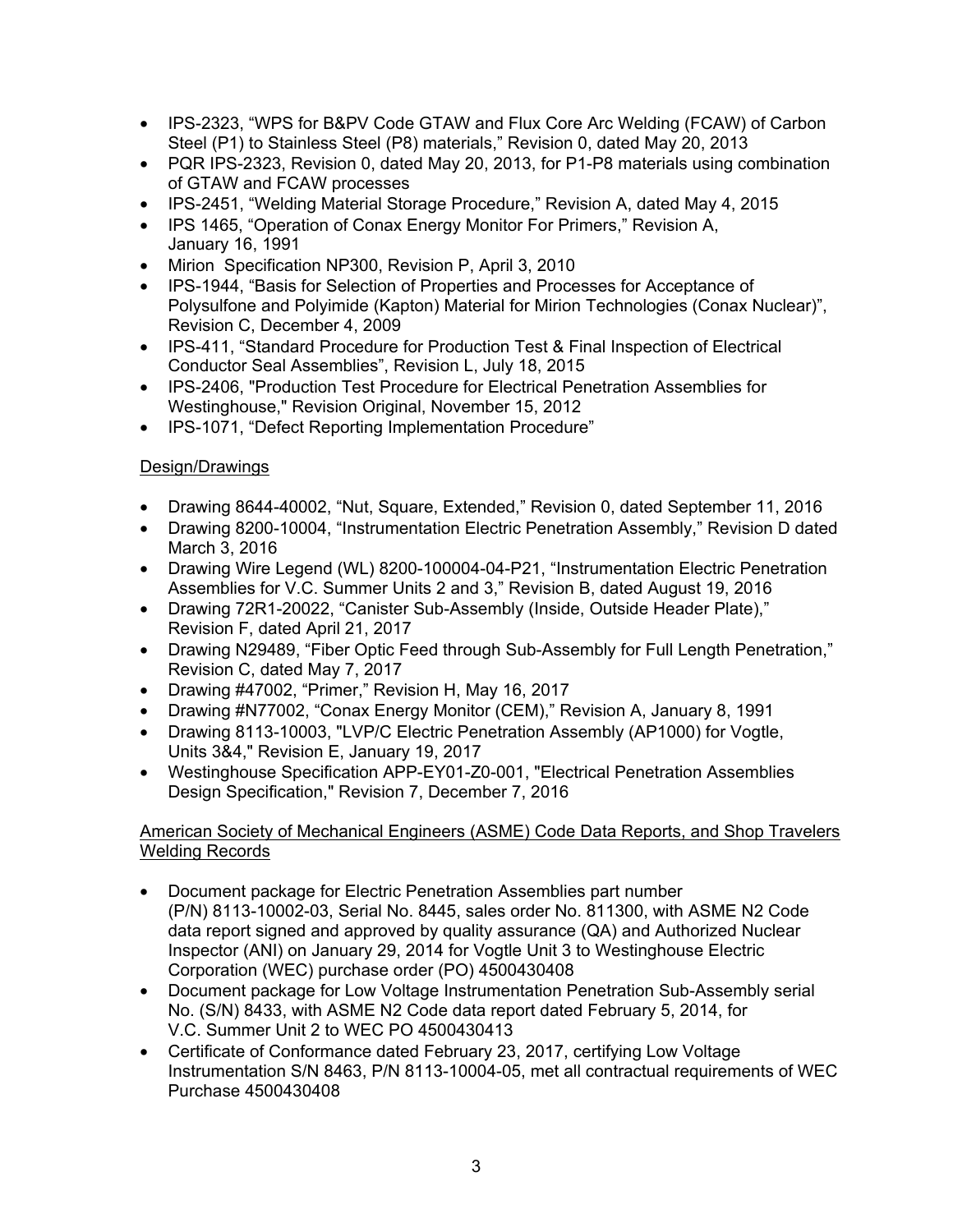- IPS-2323, "WPS for B&PV Code GTAW and Flux Core Arc Welding (FCAW) of Carbon Steel (P1) to Stainless Steel (P8) materials," Revision 0, dated May 20, 2013
- PQR IPS-2323, Revision 0, dated May 20, 2013, for P1-P8 materials using combination of GTAW and FCAW processes
- IPS-2451, "Welding Material Storage Procedure," Revision A, dated May 4, 2015
- IPS 1465, "Operation of Conax Energy Monitor For Primers," Revision A, January 16, 1991
- Mirion Specification NP300, Revision P, April 3, 2010
- IPS-1944, "Basis for Selection of Properties and Processes for Acceptance of Polysulfone and Polyimide (Kapton) Material for Mirion Technologies (Conax Nuclear)", Revision C, December 4, 2009
- IPS-411, "Standard Procedure for Production Test & Final Inspection of Electrical Conductor Seal Assemblies", Revision L, July 18, 2015
- IPS-2406, "Production Test Procedure for Electrical Penetration Assemblies for Westinghouse," Revision Original, November 15, 2012
- IPS-1071, "Defect Reporting Implementation Procedure"

Design/Drawings

- Drawing 8644-40002, "Nut, Square, Extended," Revision 0, dated September 11, 2016
- Drawing 8200-10004, "Instrumentation Electric Penetration Assembly," Revision D dated March 3, 2016
- Drawing Wire Legend (WL) 8200-100004-04-P21, "Instrumentation Electric Penetration Assemblies for V.C. Summer Units 2 and 3," Revision B, dated August 19, 2016
- Drawing 72R1-20022, "Canister Sub-Assembly (Inside, Outside Header Plate)," Revision F, dated April 21, 2017
- Drawing N29489, "Fiber Optic Feed through Sub-Assembly for Full Length Penetration," Revision C, dated May 7, 2017
- Drawing #47002, "Primer," Revision H, May 16, 2017
- Drawing #N77002, "Conax Energy Monitor (CEM)," Revision A, January 8, 1991
- Drawing 8113-10003, "LVP/C Electric Penetration Assembly (AP1000) for Vogtle, Units 3&4," Revision E, January 19, 2017
- Westinghouse Specification APP-EY01-Z0-001, "Electrical Penetration Assemblies Design Specification," Revision 7, December 7, 2016

American Society of Mechanical Engineers (ASME) Code Data Reports, and Shop Travelers Welding Records

- Document package for Electric Penetration Assemblies part number (P/N) 8113-10002-03, Serial No. 8445, sales order No. 811300, with ASME N2 Code data report signed and approved by quality assurance (QA) and Authorized Nuclear Inspector (ANI) on January 29, 2014 for Vogtle Unit 3 to Westinghouse Electric Corporation (WEC) purchase order (PO) 4500430408
- Document package for Low Voltage Instrumentation Penetration Sub-Assembly serial No. (S/N) 8433, with ASME N2 Code data report dated February 5, 2014, for V.C. Summer Unit 2 to WEC PO 4500430413
- Certificate of Conformance dated February 23, 2017, certifying Low Voltage Instrumentation S/N 8463, P/N 8113-10004-05, met all contractual requirements of WEC Purchase 4500430408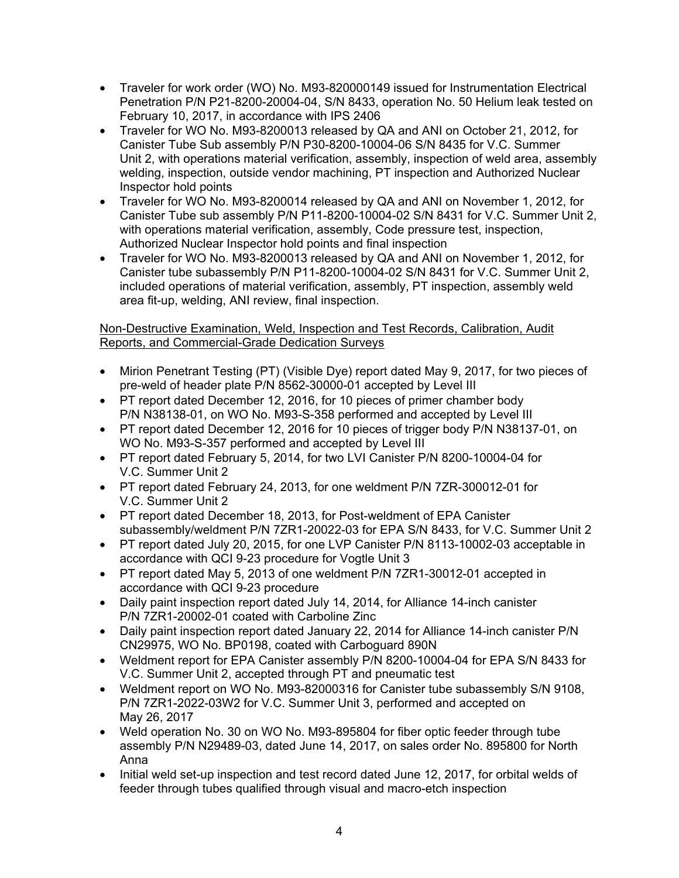- Traveler for work order (WO) No. M93-820000149 issued for Instrumentation Electrical Penetration P/N P21-8200-20004-04, S/N 8433, operation No. 50 Helium leak tested on February 10, 2017, in accordance with IPS 2406
- Traveler for WO No. M93-8200013 released by QA and ANI on October 21, 2012, for Canister Tube Sub assembly P/N P30-8200-10004-06 S/N 8435 for V.C. Summer Unit 2, with operations material verification, assembly, inspection of weld area, assembly welding, inspection, outside vendor machining, PT inspection and Authorized Nuclear Inspector hold points
- Traveler for WO No. M93-8200014 released by QA and ANI on November 1, 2012, for Canister Tube sub assembly P/N P11-8200-10004-02 S/N 8431 for V.C. Summer Unit 2, with operations material verification, assembly, Code pressure test, inspection, Authorized Nuclear Inspector hold points and final inspection
- Traveler for WO No. M93-8200013 released by QA and ANI on November 1, 2012, for Canister tube subassembly P/N P11-8200-10004-02 S/N 8431 for V.C. Summer Unit 2, included operations of material verification, assembly, PT inspection, assembly weld area fit-up, welding, ANI review, final inspection.

Non-Destructive Examination, Weld, Inspection and Test Records, Calibration, Audit Reports, and Commercial-Grade Dedication Surveys

- Mirion Penetrant Testing (PT) (Visible Dye) report dated May 9, 2017, for two pieces of pre-weld of header plate P/N 8562-30000-01 accepted by Level III
- PT report dated December 12, 2016, for 10 pieces of primer chamber body P/N N38138-01, on WO No. M93-S-358 performed and accepted by Level III
- PT report dated December 12, 2016 for 10 pieces of trigger body P/N N38137-01, on WO No. M93-S-357 performed and accepted by Level III
- PT report dated February 5, 2014, for two LVI Canister P/N 8200-10004-04 for V.C. Summer Unit 2
- PT report dated February 24, 2013, for one weldment P/N 7ZR-300012-01 for V.C. Summer Unit 2
- PT report dated December 18, 2013, for Post-weldment of EPA Canister subassembly/weldment P/N 7ZR1-20022-03 for EPA S/N 8433, for V.C. Summer Unit 2
- PT report dated July 20, 2015, for one LVP Canister P/N 8113-10002-03 acceptable in accordance with QCI 9-23 procedure for Vogtle Unit 3
- PT report dated May 5, 2013 of one weldment P/N 7ZR1-30012-01 accepted in accordance with QCI 9-23 procedure
- Daily paint inspection report dated July 14, 2014, for Alliance 14-inch canister P/N 7ZR1-20002-01 coated with Carboline Zinc
- Daily paint inspection report dated January 22, 2014 for Alliance 14-inch canister P/N CN29975, WO No. BP0198, coated with Carboguard 890N
- Weldment report for EPA Canister assembly P/N 8200-10004-04 for EPA S/N 8433 for V.C. Summer Unit 2, accepted through PT and pneumatic test
- Weldment report on WO No. M93-82000316 for Canister tube subassembly S/N 9108, P/N 7ZR1-2022-03W2 for V.C. Summer Unit 3, performed and accepted on May 26, 2017
- Weld operation No. 30 on WO No. M93-895804 for fiber optic feeder through tube assembly P/N N29489-03, dated June 14, 2017, on sales order No. 895800 for North Anna
- Initial weld set-up inspection and test record dated June 12, 2017, for orbital welds of feeder through tubes qualified through visual and macro-etch inspection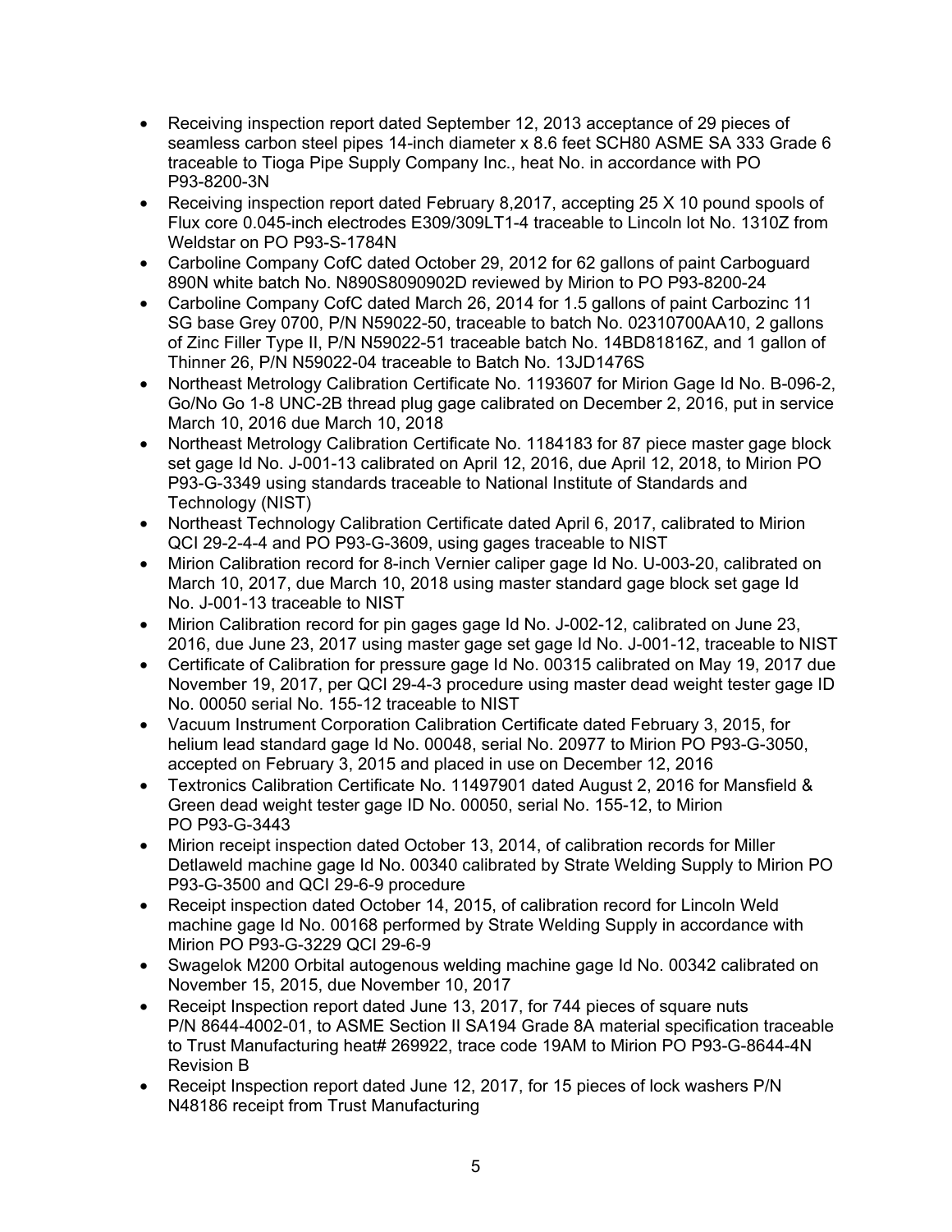- Receiving inspection report dated September 12, 2013 acceptance of 29 pieces of seamless carbon steel pipes 14-inch diameter x 8.6 feet SCH80 ASME SA 333 Grade 6 traceable to Tioga Pipe Supply Company Inc., heat No. in accordance with PO P93-8200-3N
- Receiving inspection report dated February 8,2017, accepting 25 X 10 pound spools of Flux core 0.045-inch electrodes E309/309LT1-4 traceable to Lincoln lot No. 1310Z from Weldstar on PO P93-S-1784N
- Carboline Company CofC dated October 29, 2012 for 62 gallons of paint Carboguard 890N white batch No. N890S8090902D reviewed by Mirion to PO P93-8200-24
- Carboline Company CofC dated March 26, 2014 for 1.5 gallons of paint Carbozinc 11 SG base Grey 0700, P/N N59022-50, traceable to batch No. 02310700AA10, 2 gallons of Zinc Filler Type II, P/N N59022-51 traceable batch No. 14BD81816Z, and 1 gallon of Thinner 26, P/N N59022-04 traceable to Batch No. 13JD1476S
- Northeast Metrology Calibration Certificate No. 1193607 for Mirion Gage Id No. B-096-2, Go/No Go 1-8 UNC-2B thread plug gage calibrated on December 2, 2016, put in service March 10, 2016 due March 10, 2018
- Northeast Metrology Calibration Certificate No. 1184183 for 87 piece master gage block set gage Id No. J-001-13 calibrated on April 12, 2016, due April 12, 2018, to Mirion PO P93-G-3349 using standards traceable to National Institute of Standards and Technology (NIST)
- Northeast Technology Calibration Certificate dated April 6, 2017, calibrated to Mirion QCI 29-2-4-4 and PO P93-G-3609, using gages traceable to NIST
- Mirion Calibration record for 8-inch Vernier caliper gage Id No. U-003-20, calibrated on March 10, 2017, due March 10, 2018 using master standard gage block set gage Id No. J-001-13 traceable to NIST
- Mirion Calibration record for pin gages gage Id No. J-002-12, calibrated on June 23, 2016, due June 23, 2017 using master gage set gage Id No. J-001-12, traceable to NIST
- Certificate of Calibration for pressure gage Id No. 00315 calibrated on May 19, 2017 due November 19, 2017, per QCI 29-4-3 procedure using master dead weight tester gage ID No. 00050 serial No. 155-12 traceable to NIST
- Vacuum Instrument Corporation Calibration Certificate dated February 3, 2015, for helium lead standard gage Id No. 00048, serial No. 20977 to Mirion PO P93-G-3050, accepted on February 3, 2015 and placed in use on December 12, 2016
- Textronics Calibration Certificate No. 11497901 dated August 2, 2016 for Mansfield & Green dead weight tester gage ID No. 00050, serial No. 155-12, to Mirion PO P93-G-3443
- Mirion receipt inspection dated October 13, 2014, of calibration records for Miller Detlaweld machine gage Id No. 00340 calibrated by Strate Welding Supply to Mirion PO P93-G-3500 and QCI 29-6-9 procedure
- Receipt inspection dated October 14, 2015, of calibration record for Lincoln Weld machine gage Id No. 00168 performed by Strate Welding Supply in accordance with Mirion PO P93-G-3229 QCI 29-6-9
- Swagelok M200 Orbital autogenous welding machine gage Id No. 00342 calibrated on November 15, 2015, due November 10, 2017
- Receipt Inspection report dated June 13, 2017, for 744 pieces of square nuts P/N 8644-4002-01, to ASME Section II SA194 Grade 8A material specification traceable to Trust Manufacturing heat# 269922, trace code 19AM to Mirion PO P93-G-8644-4N Revision B
- Receipt Inspection report dated June 12, 2017, for 15 pieces of lock washers P/N N48186 receipt from Trust Manufacturing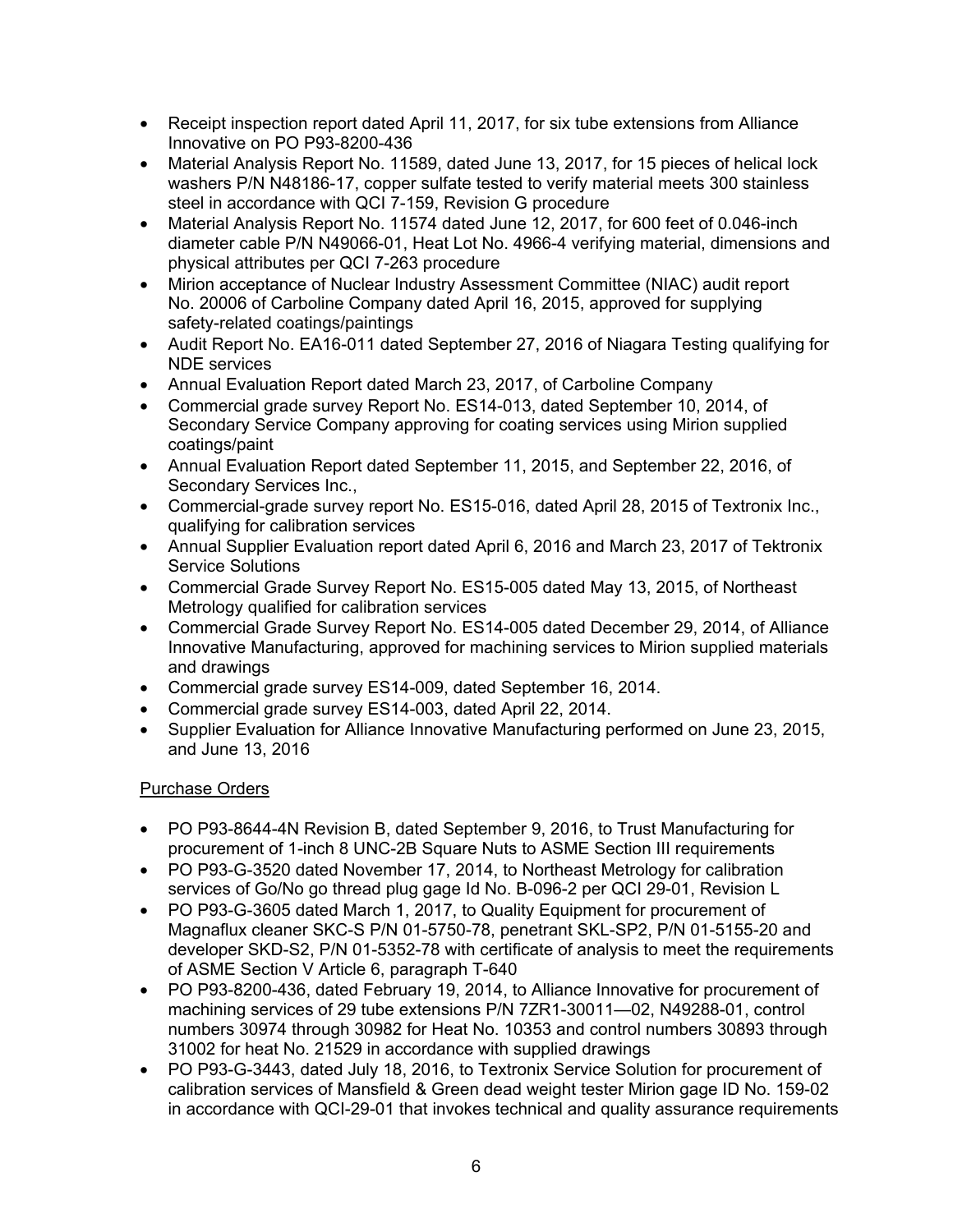- Receipt inspection report dated April 11, 2017, for six tube extensions from Alliance Innovative on PO P93-8200-436
- Material Analysis Report No. 11589, dated June 13, 2017, for 15 pieces of helical lock washers P/N N48186-17, copper sulfate tested to verify material meets 300 stainless steel in accordance with QCI 7-159, Revision G procedure
- Material Analysis Report No. 11574 dated June 12, 2017, for 600 feet of 0.046-inch diameter cable P/N N49066-01, Heat Lot No. 4966-4 verifying material, dimensions and physical attributes per QCI 7-263 procedure
- Mirion acceptance of Nuclear Industry Assessment Committee (NIAC) audit report No. 20006 of Carboline Company dated April 16, 2015, approved for supplying safety-related coatings/paintings
- Audit Report No. EA16-011 dated September 27, 2016 of Niagara Testing qualifying for NDE services
- Annual Evaluation Report dated March 23, 2017, of Carboline Company
- Commercial grade survey Report No. ES14-013, dated September 10, 2014, of Secondary Service Company approving for coating services using Mirion supplied coatings/paint
- Annual Evaluation Report dated September 11, 2015, and September 22, 2016, of Secondary Services Inc.,
- Commercial-grade survey report No. ES15-016, dated April 28, 2015 of Textronix Inc., qualifying for calibration services
- Annual Supplier Evaluation report dated April 6, 2016 and March 23, 2017 of Tektronix Service Solutions
- Commercial Grade Survey Report No. ES15-005 dated May 13, 2015, of Northeast Metrology qualified for calibration services
- Commercial Grade Survey Report No. ES14-005 dated December 29, 2014, of Alliance Innovative Manufacturing, approved for machining services to Mirion supplied materials and drawings
- Commercial grade survey ES14-009, dated September 16, 2014.
- Commercial grade survey ES14-003, dated April 22, 2014.
- Supplier Evaluation for Alliance Innovative Manufacturing performed on June 23, 2015, and June 13, 2016

Purchase Orders

- PO P93-8644-4N Revision B, dated September 9, 2016, to Trust Manufacturing for procurement of 1-inch 8 UNC-2B Square Nuts to ASME Section III requirements
- PO P93-G-3520 dated November 17, 2014, to Northeast Metrology for calibration services of Go/No go thread plug gage Id No. B-096-2 per QCI 29-01, Revision L
- PO P93-G-3605 dated March 1, 2017, to Quality Equipment for procurement of Magnaflux cleaner SKC-S P/N 01-5750-78, penetrant SKL-SP2, P/N 01-5155-20 and developer SKD-S2, P/N 01-5352-78 with certificate of analysis to meet the requirements of ASME Section V Article 6, paragraph T-640
- PO P93-8200-436, dated February 19, 2014, to Alliance Innovative for procurement of machining services of 29 tube extensions P/N 7ZR1-30011—02, N49288-01, control numbers 30974 through 30982 for Heat No. 10353 and control numbers 30893 through 31002 for heat No. 21529 in accordance with supplied drawings
- PO P93-G-3443, dated July 18, 2016, to Textronix Service Solution for procurement of calibration services of Mansfield & Green dead weight tester Mirion gage ID No. 159-02 in accordance with QCI-29-01 that invokes technical and quality assurance requirements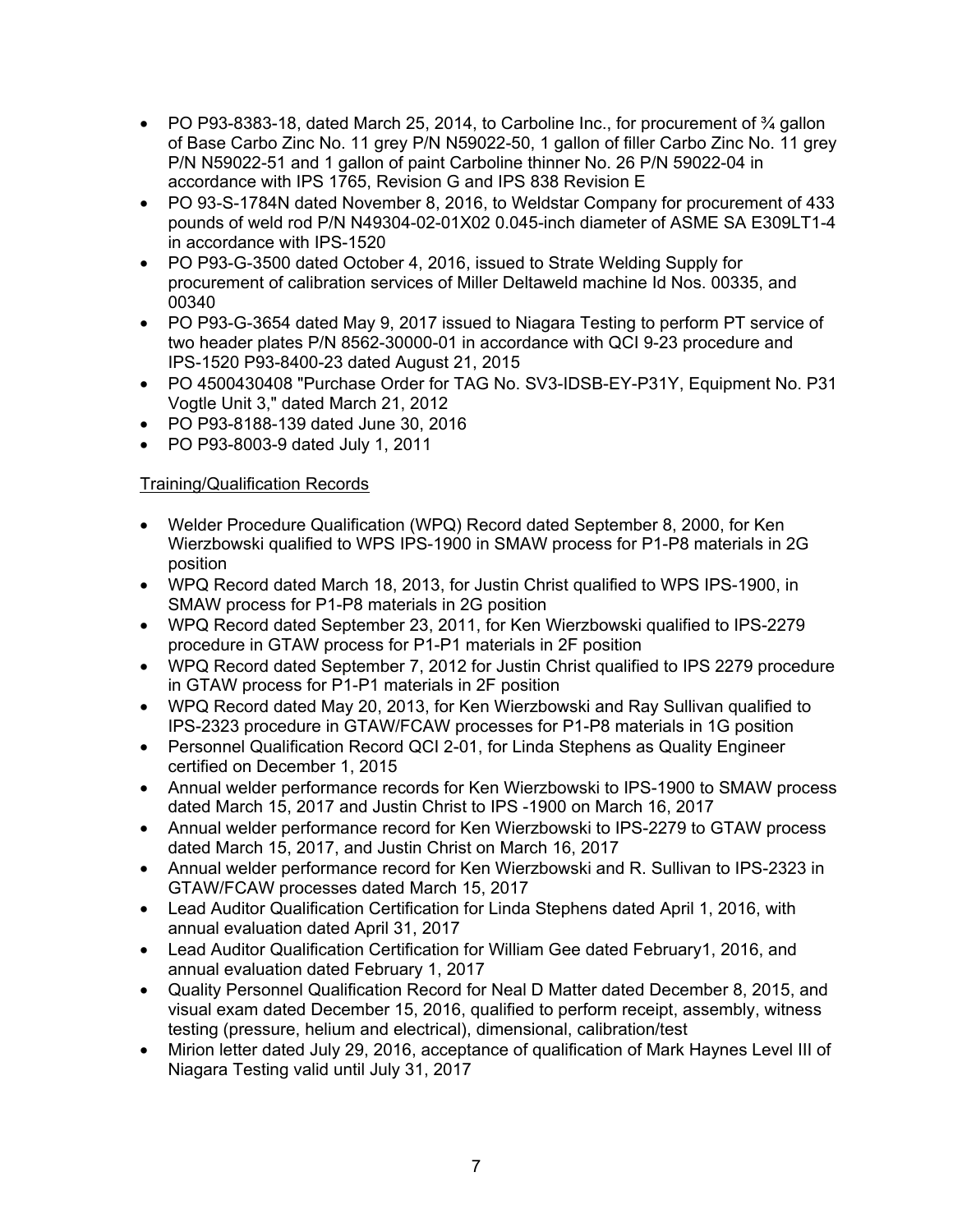- PO P93-8383-18, dated March 25, 2014, to Carboline Inc., for procurement of ¾ gallon of Base Carbo Zinc No. 11 grey P/N N59022-50, 1 gallon of filler Carbo Zinc No. 11 grey P/N N59022-51 and 1 gallon of paint Carboline thinner No. 26 P/N 59022-04 in accordance with IPS 1765, Revision G and IPS 838 Revision E
- PO 93-S-1784N dated November 8, 2016, to Weldstar Company for procurement of 433 pounds of weld rod P/N N49304-02-01X02 0.045-inch diameter of ASME SA E309LT1-4 in accordance with IPS-1520
- PO P93-G-3500 dated October 4, 2016, issued to Strate Welding Supply for procurement of calibration services of Miller Deltaweld machine Id Nos. 00335, and 00340
- PO P93-G-3654 dated May 9, 2017 issued to Niagara Testing to perform PT service of two header plates P/N 8562-30000-01 in accordance with QCI 9-23 procedure and IPS-1520 P93-8400-23 dated August 21, 2015
- PO 4500430408 "Purchase Order for TAG No. SV3-IDSB-EY-P31Y, Equipment No. P31 Vogtle Unit 3," dated March 21, 2012
- PO P93-8188-139 dated June 30, 2016
- PO P93-8003-9 dated July 1, 2011

Training/Qualification Records

- Welder Procedure Qualification (WPQ) Record dated September 8, 2000, for Ken Wierzbowski qualified to WPS IPS-1900 in SMAW process for P1-P8 materials in 2G position
- WPQ Record dated March 18, 2013, for Justin Christ qualified to WPS IPS-1900, in SMAW process for P1-P8 materials in 2G position
- WPQ Record dated September 23, 2011, for Ken Wierzbowski qualified to IPS-2279 procedure in GTAW process for P1-P1 materials in 2F position
- WPQ Record dated September 7, 2012 for Justin Christ qualified to IPS 2279 procedure in GTAW process for P1-P1 materials in 2F position
- WPQ Record dated May 20, 2013, for Ken Wierzbowski and Ray Sullivan qualified to IPS-2323 procedure in GTAW/FCAW processes for P1-P8 materials in 1G position
- Personnel Qualification Record QCI 2-01, for Linda Stephens as Quality Engineer certified on December 1, 2015
- Annual welder performance records for Ken Wierzbowski to IPS-1900 to SMAW process dated March 15, 2017 and Justin Christ to IPS -1900 on March 16, 2017
- Annual welder performance record for Ken Wierzbowski to IPS-2279 to GTAW process dated March 15, 2017, and Justin Christ on March 16, 2017
- Annual welder performance record for Ken Wierzbowski and R. Sullivan to IPS-2323 in GTAW/FCAW processes dated March 15, 2017
- Lead Auditor Qualification Certification for Linda Stephens dated April 1, 2016, with annual evaluation dated April 31, 2017
- Lead Auditor Qualification Certification for William Gee dated February1, 2016, and annual evaluation dated February 1, 2017
- Quality Personnel Qualification Record for Neal D Matter dated December 8, 2015, and visual exam dated December 15, 2016, qualified to perform receipt, assembly, witness testing (pressure, helium and electrical), dimensional, calibration/test
- Mirion letter dated July 29, 2016, acceptance of qualification of Mark Haynes Level III of Niagara Testing valid until July 31, 2017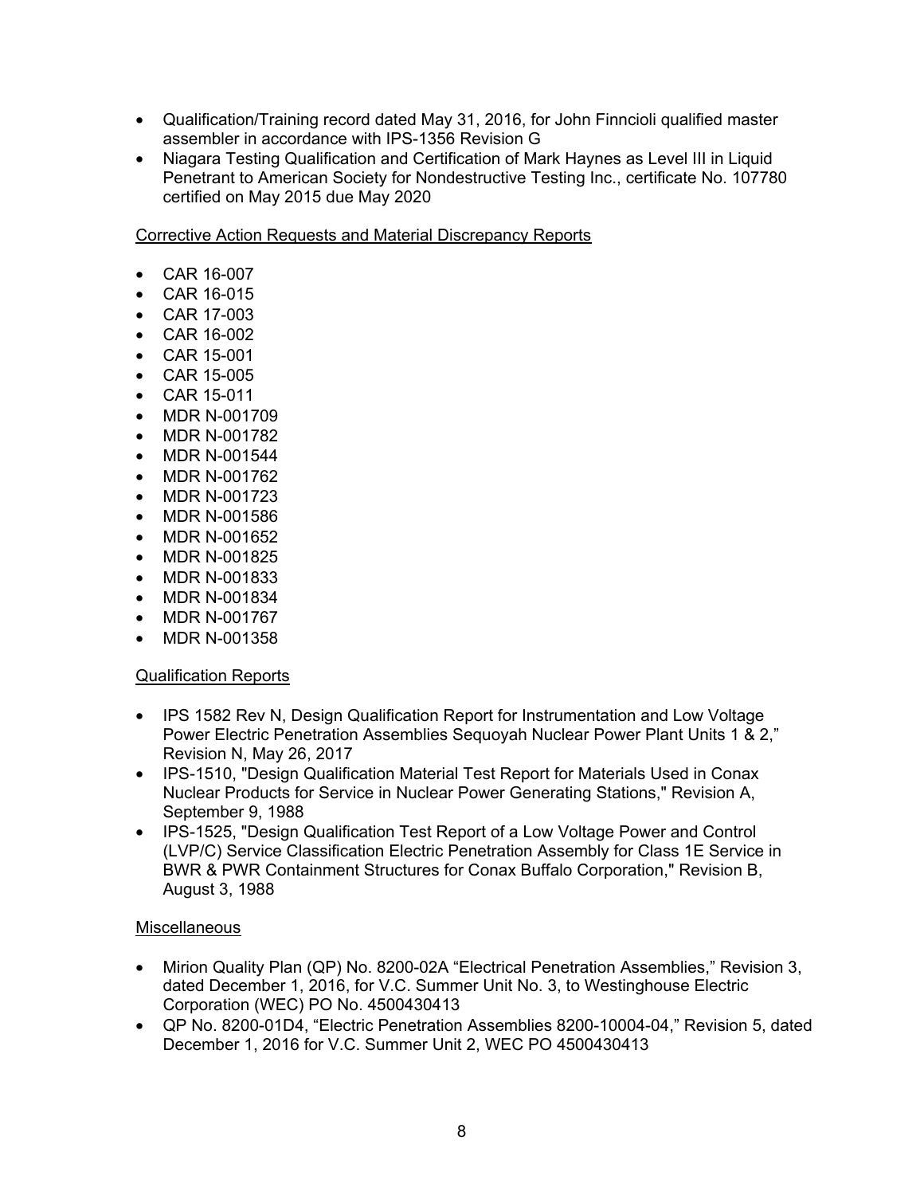- Qualification/Training record dated May 31, 2016, for John Finncioli qualified master assembler in accordance with IPS-1356 Revision G
- Niagara Testing Qualification and Certification of Mark Haynes as Level III in Liquid Penetrant to American Society for Nondestructive Testing Inc., certificate No. 107780 certified on May 2015 due May 2020

Corrective Action Requests and Material Discrepancy Reports

- CAR 16-007
- CAR 16-015
- CAR 17-003
- CAR 16-002
- CAR 15-001
- CAR 15-005
- CAR 15-011
- MDR N-001709
- MDR N-001782
- MDR N-001544
- MDR N-001762
- MDR N-001723
- MDR N-001586
- MDR N-001652
- MDR N-001825
- MDR N-001833
- MDR N-001834
- MDR N-001767
- MDR N-001358

Qualification Reports

- IPS 1582 Rev N, Design Qualification Report for Instrumentation and Low Voltage Power Electric Penetration Assemblies Sequoyah Nuclear Power Plant Units 1 & 2," Revision N, May 26, 2017
- IPS-1510, "Design Qualification Material Test Report for Materials Used in Conax Nuclear Products for Service in Nuclear Power Generating Stations," Revision A, September 9, 1988
- IPS-1525, "Design Qualification Test Report of a Low Voltage Power and Control (LVP/C) Service Classification Electric Penetration Assembly for Class 1E Service in BWR & PWR Containment Structures for Conax Buffalo Corporation," Revision B, August 3, 1988

Miscellaneous

- Mirion Quality Plan (QP) No. 8200-02A "Electrical Penetration Assemblies," Revision 3, dated December 1, 2016, for V.C. Summer Unit No. 3, to Westinghouse Electric Corporation (WEC) PO No. 4500430413
- QP No. 8200-01D4, "Electric Penetration Assemblies 8200-10004-04," Revision 5, dated December 1, 2016 for V.C. Summer Unit 2, WEC PO 4500430413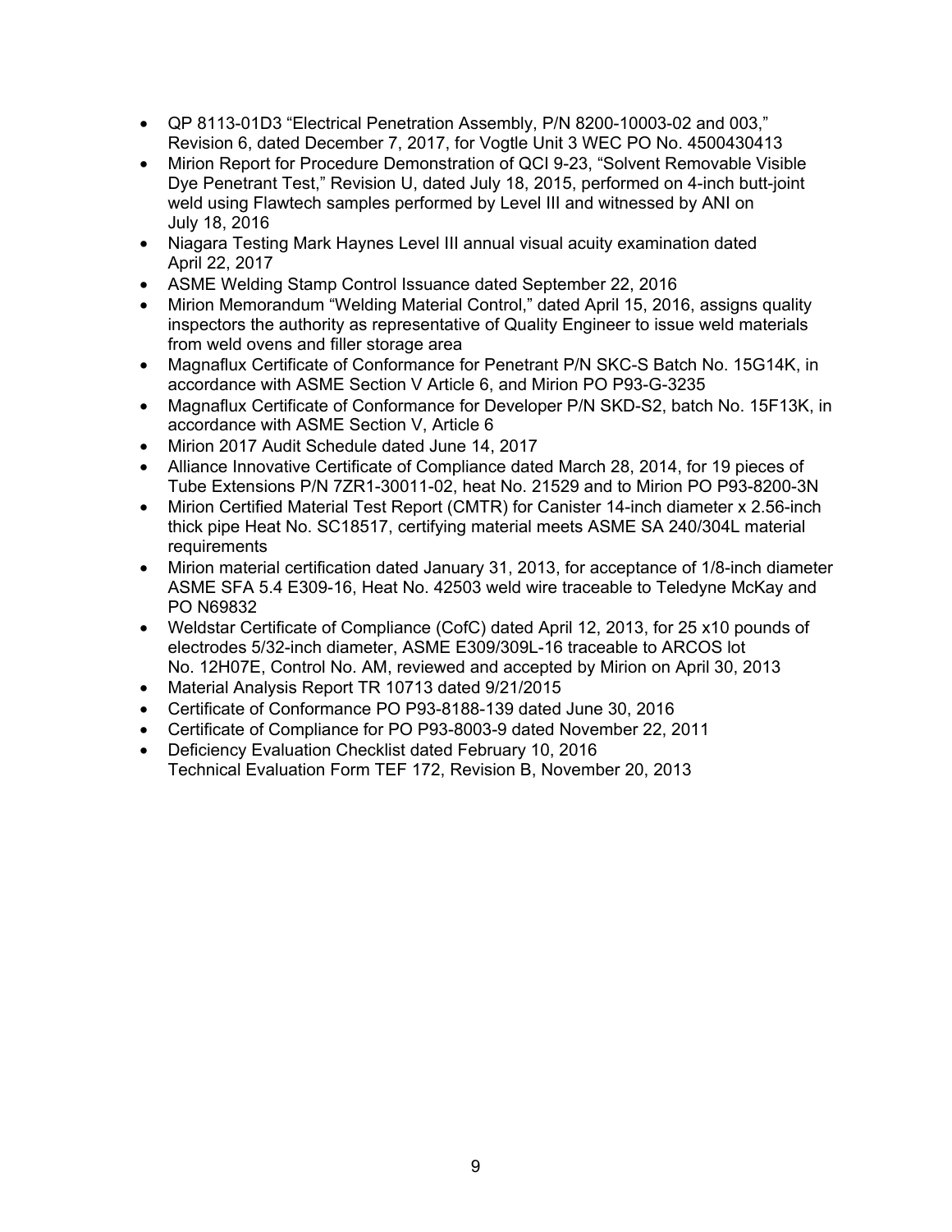- QP 8113-01D3 "Electrical Penetration Assembly, P/N 8200-10003-02 and 003," Revision 6, dated December 7, 2017, for Vogtle Unit 3 WEC PO No. 4500430413
- Mirion Report for Procedure Demonstration of QCI 9-23, "Solvent Removable Visible Dye Penetrant Test," Revision U, dated July 18, 2015, performed on 4-inch butt-joint weld using Flawtech samples performed by Level III and witnessed by ANI on July 18, 2016
- Niagara Testing Mark Haynes Level III annual visual acuity examination dated April 22, 2017
- ASME Welding Stamp Control Issuance dated September 22, 2016
- Mirion Memorandum "Welding Material Control," dated April 15, 2016, assigns quality inspectors the authority as representative of Quality Engineer to issue weld materials from weld ovens and filler storage area
- Magnaflux Certificate of Conformance for Penetrant P/N SKC-S Batch No. 15G14K, in accordance with ASME Section V Article 6, and Mirion PO P93-G-3235
- Magnaflux Certificate of Conformance for Developer P/N SKD-S2, batch No. 15F13K, in accordance with ASME Section V, Article 6
- Mirion 2017 Audit Schedule dated June 14, 2017
- Alliance Innovative Certificate of Compliance dated March 28, 2014, for 19 pieces of Tube Extensions P/N 7ZR1-30011-02, heat No. 21529 and to Mirion PO P93-8200-3N
- Mirion Certified Material Test Report (CMTR) for Canister 14-inch diameter x 2.56-inch thick pipe Heat No. SC18517, certifying material meets ASME SA 240/304L material requirements
- Mirion material certification dated January 31, 2013, for acceptance of 1/8-inch diameter ASME SFA 5.4 E309-16, Heat No. 42503 weld wire traceable to Teledyne McKay and PO N69832
- Weldstar Certificate of Compliance (CofC) dated April 12, 2013, for 25 x10 pounds of electrodes 5/32-inch diameter, ASME E309/309L-16 traceable to ARCOS lot No. 12H07E, Control No. AM, reviewed and accepted by Mirion on April 30, 2013
- Material Analysis Report TR 10713 dated 9/21/2015
- Certificate of Conformance PO P93-8188-139 dated June 30, 2016
- Certificate of Compliance for PO P93-8003-9 dated November 22, 2011
- Deficiency Evaluation Checklist dated February 10, 2016
  Technical Evaluation Form TEF 172, Revision B, November 20, 2013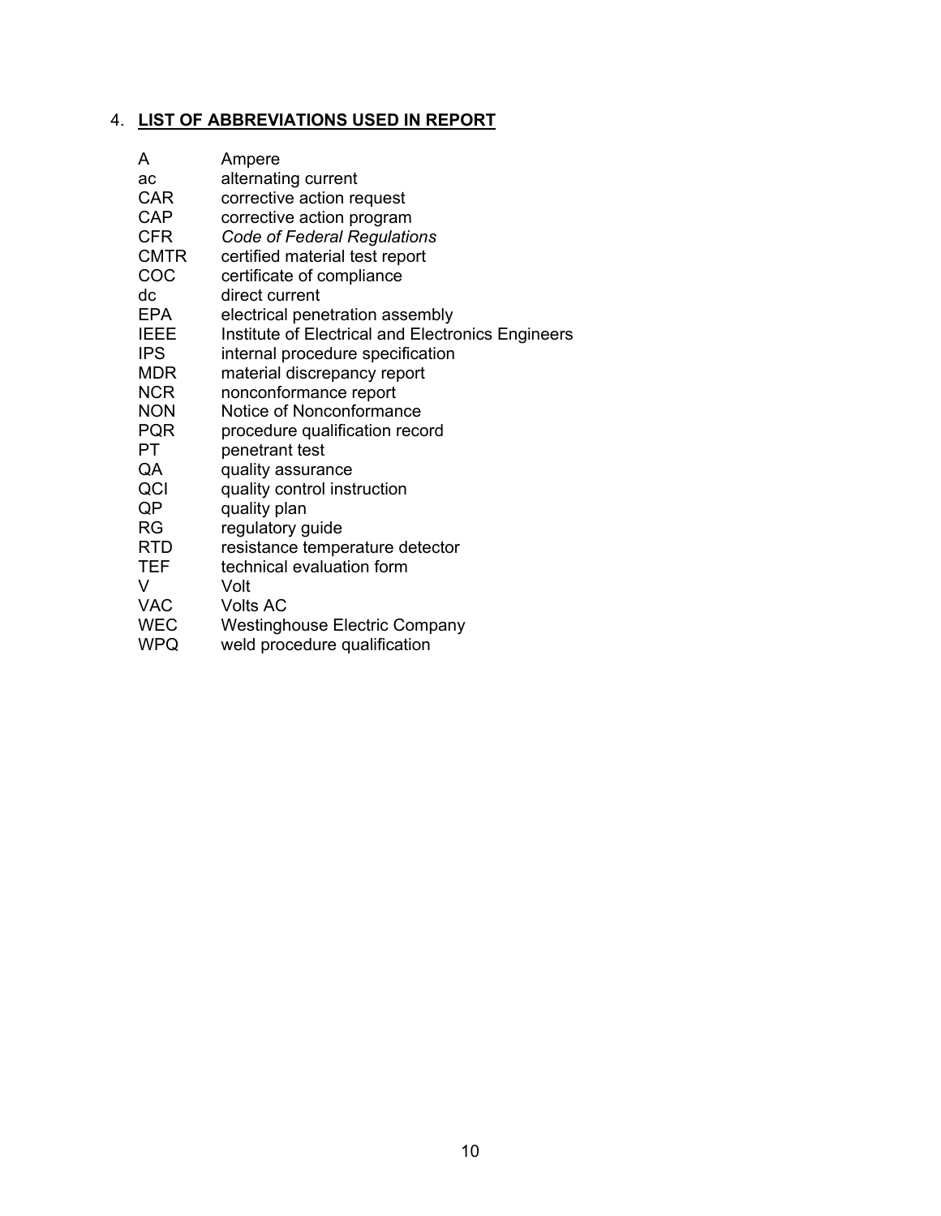## 4. **LIST OF ABBREVIATIONS USED IN REPORT**

| | |
|---|---|
| A | Ampere |
| ac | alternating current |
| CAR | corrective action request |
| CAP | corrective action program |
| CFR | *Code of Federal Regulations* |
| CMTR | certified material test report |
| COC | certificate of compliance |
| dc | direct current |
| EPA | electrical penetration assembly |
| IEEE | Institute of Electrical and Electronics Engineers |
| IPS | internal procedure specification |
| MDR | material discrepancy report |
| NCR | nonconformance report |
| NON | Notice of Nonconformance |
| PQR | procedure qualification record |
| PT | penetrant test |
| QA | quality assurance |
| QCI | quality control instruction |
| QP | quality plan |
| RG | regulatory guide |
| RTD | resistance temperature detector |
| TEF | technical evaluation form |
| V | Volt |
| VAC | Volts AC |
| WEC | Westinghouse Electric Company |
| WPQ | weld procedure qualification |